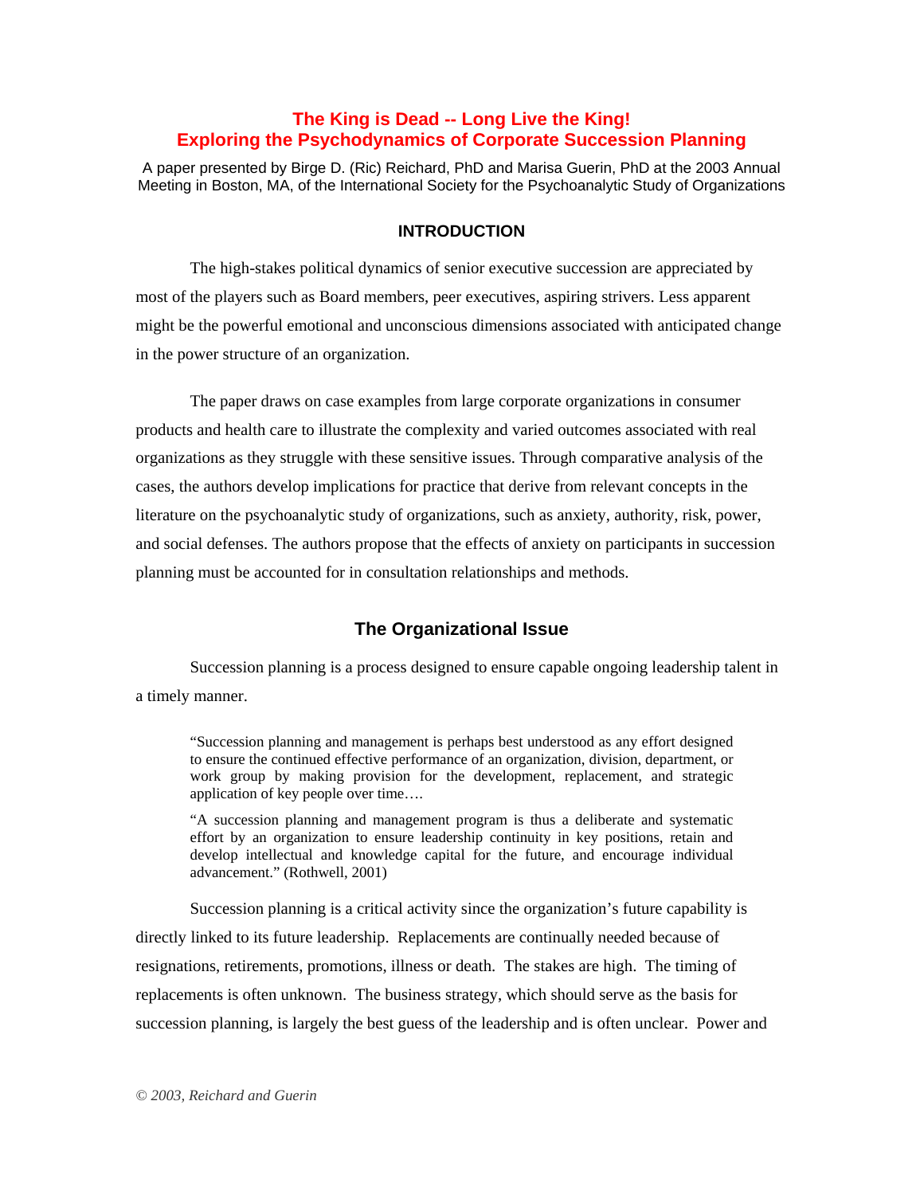# The King is Dead -- Long Live the King!
# Exploring the Psychodynamics of Corporate Succession Planning

A paper presented by Birge D. (Ric) Reichard, PhD and Marisa Guerin, PhD at the 2003 Annual Meeting in Boston, MA, of the International Society for the Psychoanalytic Study of Organizations

## INTRODUCTION

The high-stakes political dynamics of senior executive succession are appreciated by most of the players such as Board members, peer executives, aspiring strivers. Less apparent might be the powerful emotional and unconscious dimensions associated with anticipated change in the power structure of an organization.

The paper draws on case examples from large corporate organizations in consumer products and health care to illustrate the complexity and varied outcomes associated with real organizations as they struggle with these sensitive issues. Through comparative analysis of the cases, the authors develop implications for practice that derive from relevant concepts in the literature on the psychoanalytic study of organizations, such as anxiety, authority, risk, power, and social defenses. The authors propose that the effects of anxiety on participants in succession planning must be accounted for in consultation relationships and methods.

## The Organizational Issue

Succession planning is a process designed to ensure capable ongoing leadership talent in a timely manner.

> "Succession planning and management is perhaps best understood as any effort designed to ensure the continued effective performance of an organization, division, department, or work group by making provision for the development, replacement, and strategic application of key people over time….
>
> "A succession planning and management program is thus a deliberate and systematic effort by an organization to ensure leadership continuity in key positions, retain and develop intellectual and knowledge capital for the future, and encourage individual advancement." (Rothwell, 2001)

Succession planning is a critical activity since the organization's future capability is directly linked to its future leadership. Replacements are continually needed because of resignations, retirements, promotions, illness or death. The stakes are high. The timing of replacements is often unknown. The business strategy, which should serve as the basis for succession planning, is largely the best guess of the leadership and is often unclear. Power and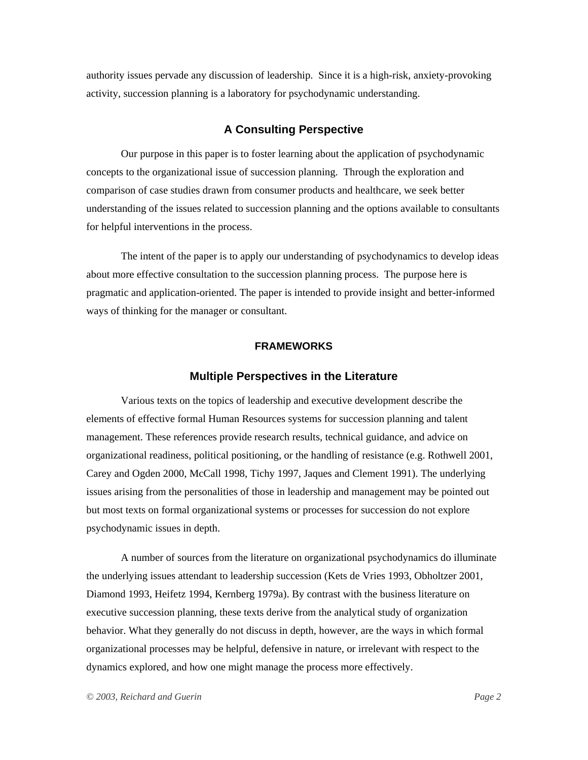authority issues pervade any discussion of leadership.  Since it is a high-risk, anxiety-provoking activity, succession planning is a laboratory for psychodynamic understanding.

### A Consulting Perspective

Our purpose in this paper is to foster learning about the application of psychodynamic concepts to the organizational issue of succession planning.  Through the exploration and comparison of case studies drawn from consumer products and healthcare, we seek better understanding of the issues related to succession planning and the options available to consultants for helpful interventions in the process.

The intent of the paper is to apply our understanding of psychodynamics to develop ideas about more effective consultation to the succession planning process.  The purpose here is pragmatic and application-oriented. The paper is intended to provide insight and better-informed ways of thinking for the manager or consultant.

## FRAMEWORKS

### Multiple Perspectives in the Literature

Various texts on the topics of leadership and executive development describe the elements of effective formal Human Resources systems for succession planning and talent management. These references provide research results, technical guidance, and advice on organizational readiness, political positioning, or the handling of resistance (e.g. Rothwell 2001, Carey and Ogden 2000, McCall 1998, Tichy 1997, Jaques and Clement 1991). The underlying issues arising from the personalities of those in leadership and management may be pointed out but most texts on formal organizational systems or processes for succession do not explore psychodynamic issues in depth.

A number of sources from the literature on organizational psychodynamics do illuminate the underlying issues attendant to leadership succession (Kets de Vries 1993, Obholtzer 2001, Diamond 1993, Heifetz 1994, Kernberg 1979a). By contrast with the business literature on executive succession planning, these texts derive from the analytical study of organization behavior. What they generally do not discuss in depth, however, are the ways in which formal organizational processes may be helpful, defensive in nature, or irrelevant with respect to the dynamics explored, and how one might manage the process more effectively.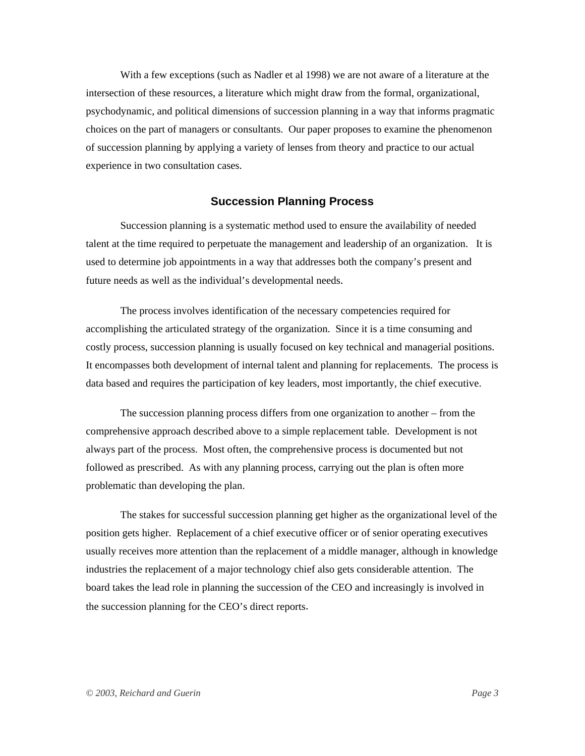With a few exceptions (such as Nadler et al 1998) we are not aware of a literature at the intersection of these resources, a literature which might draw from the formal, organizational, psychodynamic, and political dimensions of succession planning in a way that informs pragmatic choices on the part of managers or consultants. Our paper proposes to examine the phenomenon of succession planning by applying a variety of lenses from theory and practice to our actual experience in two consultation cases.

## Succession Planning Process

Succession planning is a systematic method used to ensure the availability of needed talent at the time required to perpetuate the management and leadership of an organization. It is used to determine job appointments in a way that addresses both the company's present and future needs as well as the individual's developmental needs.

The process involves identification of the necessary competencies required for accomplishing the articulated strategy of the organization. Since it is a time consuming and costly process, succession planning is usually focused on key technical and managerial positions. It encompasses both development of internal talent and planning for replacements. The process is data based and requires the participation of key leaders, most importantly, the chief executive.

The succession planning process differs from one organization to another – from the comprehensive approach described above to a simple replacement table. Development is not always part of the process. Most often, the comprehensive process is documented but not followed as prescribed. As with any planning process, carrying out the plan is often more problematic than developing the plan.

The stakes for successful succession planning get higher as the organizational level of the position gets higher. Replacement of a chief executive officer or of senior operating executives usually receives more attention than the replacement of a middle manager, although in knowledge industries the replacement of a major technology chief also gets considerable attention. The board takes the lead role in planning the succession of the CEO and increasingly is involved in the succession planning for the CEO's direct reports.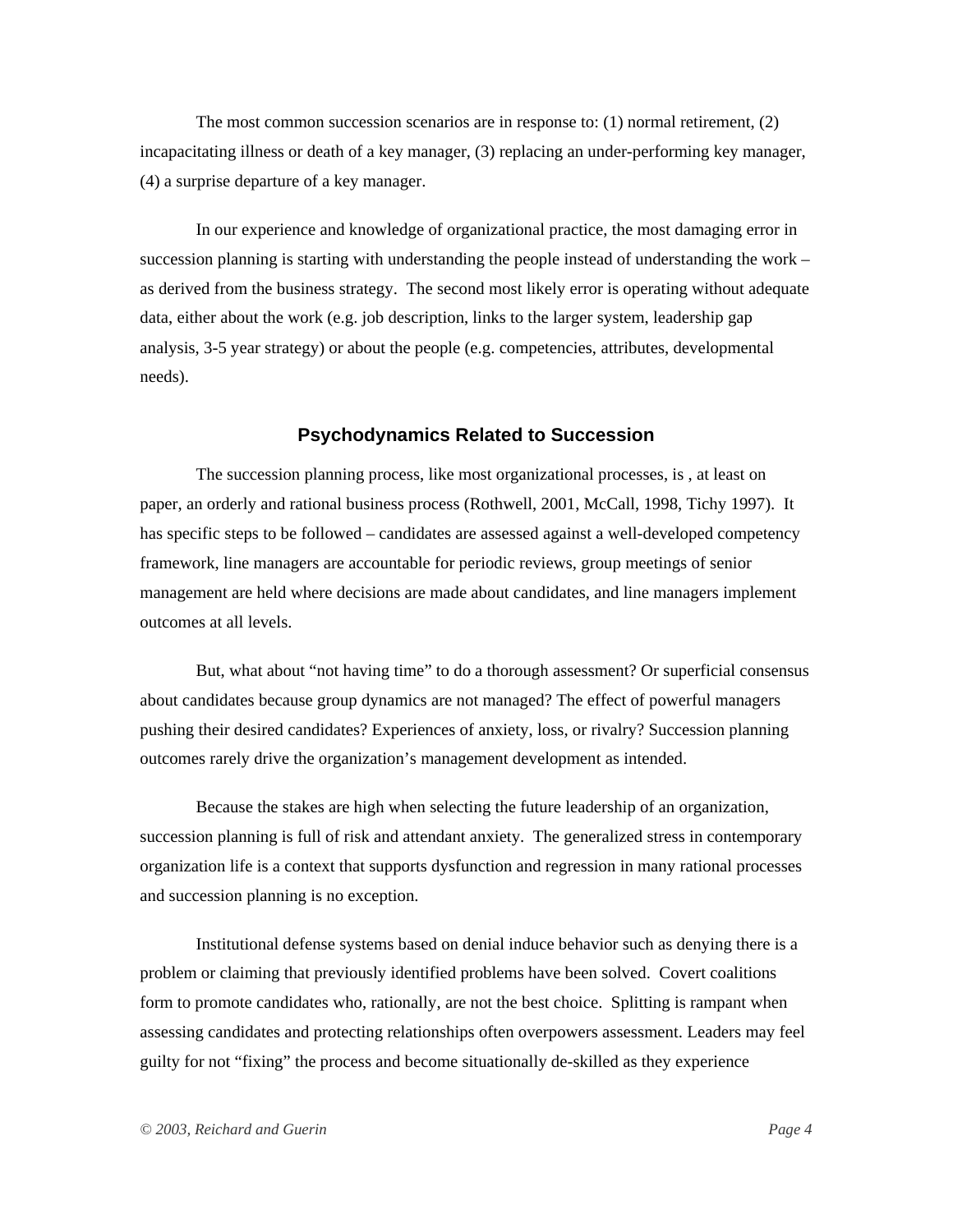The most common succession scenarios are in response to: (1) normal retirement, (2) incapacitating illness or death of a key manager, (3) replacing an under-performing key manager, (4) a surprise departure of a key manager.

In our experience and knowledge of organizational practice, the most damaging error in succession planning is starting with understanding the people instead of understanding the work – as derived from the business strategy. The second most likely error is operating without adequate data, either about the work (e.g. job description, links to the larger system, leadership gap analysis, 3-5 year strategy) or about the people (e.g. competencies, attributes, developmental needs).

## Psychodynamics Related to Succession

The succession planning process, like most organizational processes, is , at least on paper, an orderly and rational business process (Rothwell, 2001, McCall, 1998, Tichy 1997). It has specific steps to be followed – candidates are assessed against a well-developed competency framework, line managers are accountable for periodic reviews, group meetings of senior management are held where decisions are made about candidates, and line managers implement outcomes at all levels.

But, what about "not having time" to do a thorough assessment? Or superficial consensus about candidates because group dynamics are not managed? The effect of powerful managers pushing their desired candidates? Experiences of anxiety, loss, or rivalry? Succession planning outcomes rarely drive the organization's management development as intended.

Because the stakes are high when selecting the future leadership of an organization, succession planning is full of risk and attendant anxiety. The generalized stress in contemporary organization life is a context that supports dysfunction and regression in many rational processes and succession planning is no exception.

Institutional defense systems based on denial induce behavior such as denying there is a problem or claiming that previously identified problems have been solved. Covert coalitions form to promote candidates who, rationally, are not the best choice. Splitting is rampant when assessing candidates and protecting relationships often overpowers assessment. Leaders may feel guilty for not "fixing" the process and become situationally de-skilled as they experience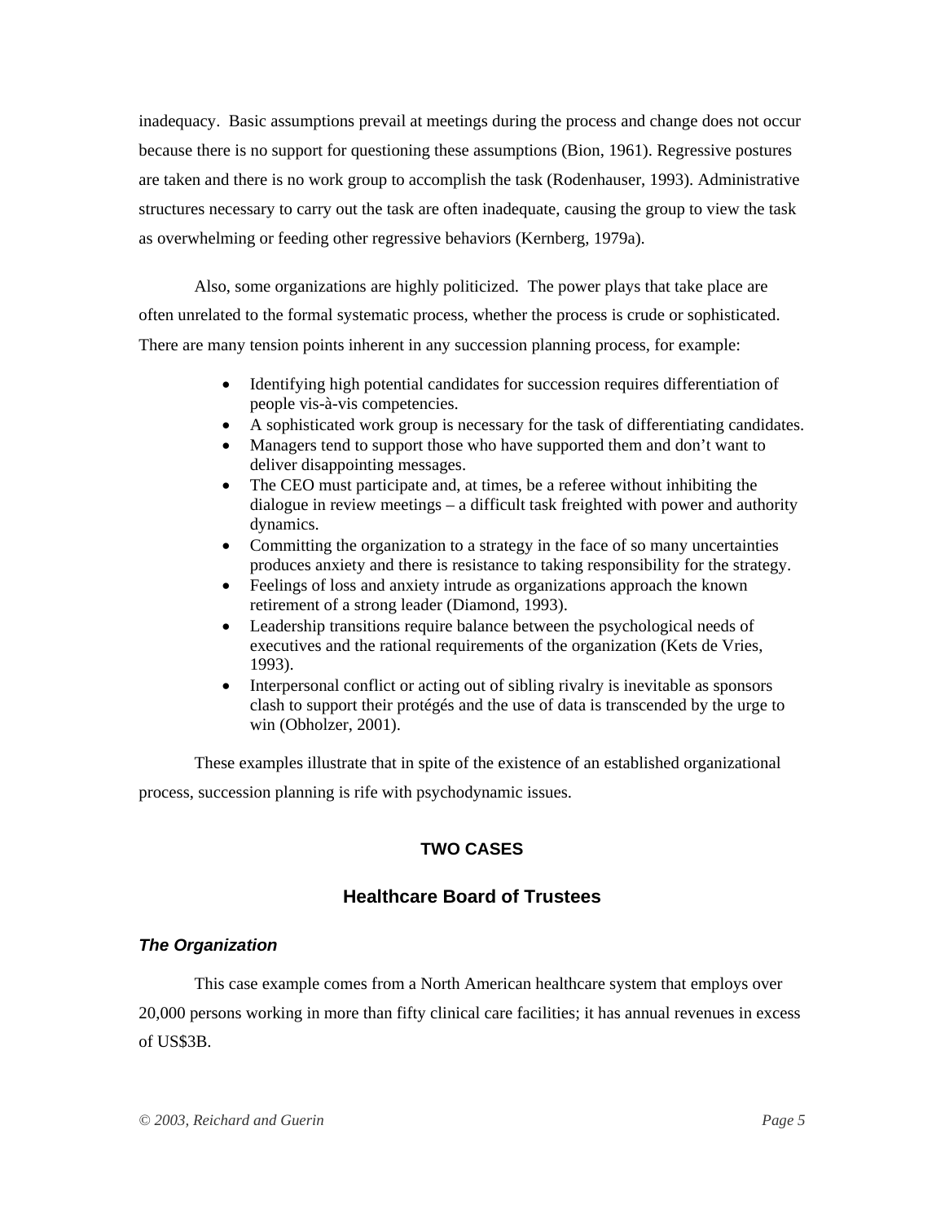inadequacy. Basic assumptions prevail at meetings during the process and change does not occur because there is no support for questioning these assumptions (Bion, 1961). Regressive postures are taken and there is no work group to accomplish the task (Rodenhauser, 1993). Administrative structures necessary to carry out the task are often inadequate, causing the group to view the task as overwhelming or feeding other regressive behaviors (Kernberg, 1979a).

Also, some organizations are highly politicized. The power plays that take place are often unrelated to the formal systematic process, whether the process is crude or sophisticated. There are many tension points inherent in any succession planning process, for example:

- Identifying high potential candidates for succession requires differentiation of people vis-à-vis competencies.
- A sophisticated work group is necessary for the task of differentiating candidates.
- Managers tend to support those who have supported them and don't want to deliver disappointing messages.
- The CEO must participate and, at times, be a referee without inhibiting the dialogue in review meetings – a difficult task freighted with power and authority dynamics.
- Committing the organization to a strategy in the face of so many uncertainties produces anxiety and there is resistance to taking responsibility for the strategy.
- Feelings of loss and anxiety intrude as organizations approach the known retirement of a strong leader (Diamond, 1993).
- Leadership transitions require balance between the psychological needs of executives and the rational requirements of the organization (Kets de Vries, 1993).
- Interpersonal conflict or acting out of sibling rivalry is inevitable as sponsors clash to support their protégés and the use of data is transcended by the urge to win (Obholzer, 2001).

These examples illustrate that in spite of the existence of an established organizational process, succession planning is rife with psychodynamic issues.

## TWO CASES

## Healthcare Board of Trustees

### *The Organization*

This case example comes from a North American healthcare system that employs over 20,000 persons working in more than fifty clinical care facilities; it has annual revenues in excess of US$3B.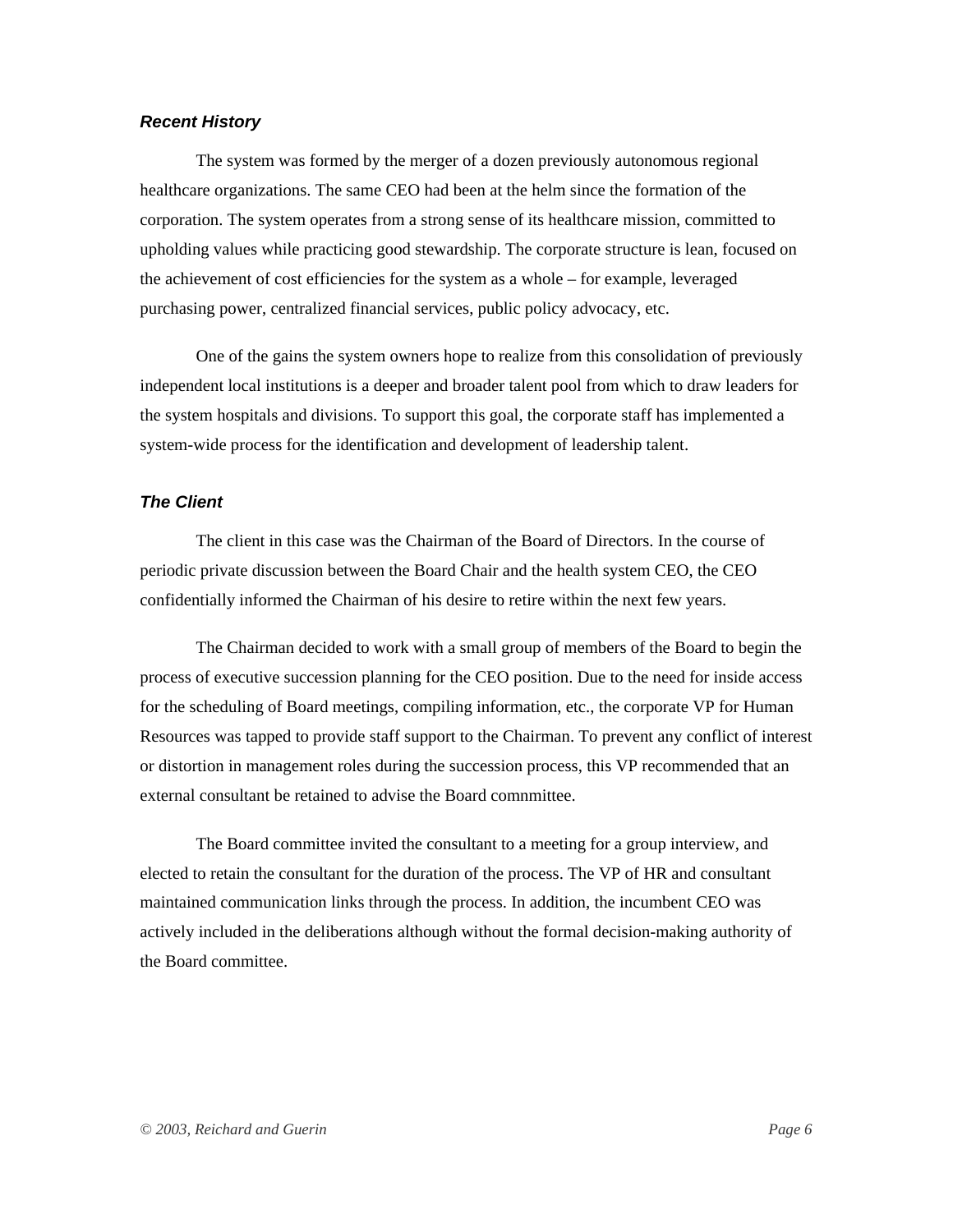### *Recent History*

The system was formed by the merger of a dozen previously autonomous regional healthcare organizations. The same CEO had been at the helm since the formation of the corporation. The system operates from a strong sense of its healthcare mission, committed to upholding values while practicing good stewardship. The corporate structure is lean, focused on the achievement of cost efficiencies for the system as a whole – for example, leveraged purchasing power, centralized financial services, public policy advocacy, etc.

One of the gains the system owners hope to realize from this consolidation of previously independent local institutions is a deeper and broader talent pool from which to draw leaders for the system hospitals and divisions. To support this goal, the corporate staff has implemented a system-wide process for the identification and development of leadership talent.

### *The Client*

The client in this case was the Chairman of the Board of Directors. In the course of periodic private discussion between the Board Chair and the health system CEO, the CEO confidentially informed the Chairman of his desire to retire within the next few years.

The Chairman decided to work with a small group of members of the Board to begin the process of executive succession planning for the CEO position. Due to the need for inside access for the scheduling of Board meetings, compiling information, etc., the corporate VP for Human Resources was tapped to provide staff support to the Chairman. To prevent any conflict of interest or distortion in management roles during the succession process, this VP recommended that an external consultant be retained to advise the Board comnmittee.

The Board committee invited the consultant to a meeting for a group interview, and elected to retain the consultant for the duration of the process. The VP of HR and consultant maintained communication links through the process. In addition, the incumbent CEO was actively included in the deliberations although without the formal decision-making authority of the Board committee.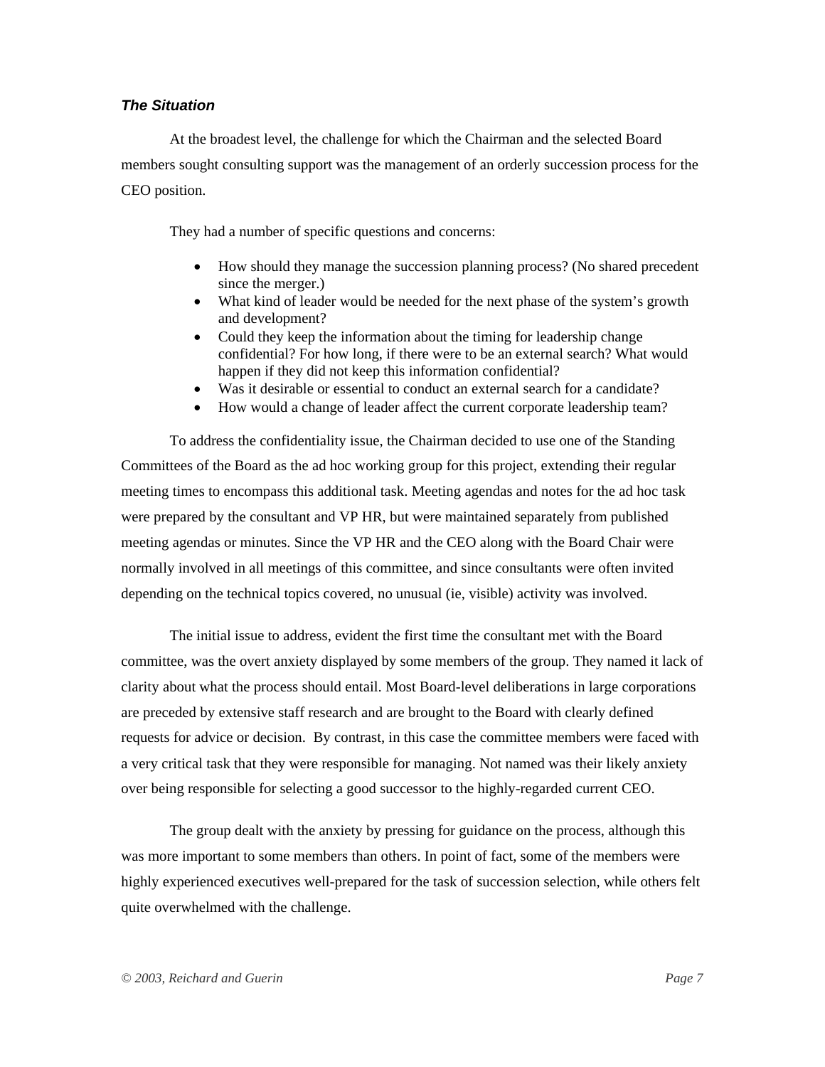### ***The Situation***

At the broadest level, the challenge for which the Chairman and the selected Board members sought consulting support was the management of an orderly succession process for the CEO position.

They had a number of specific questions and concerns:

- How should they manage the succession planning process? (No shared precedent since the merger.)
- What kind of leader would be needed for the next phase of the system's growth and development?
- Could they keep the information about the timing for leadership change confidential? For how long, if there were to be an external search? What would happen if they did not keep this information confidential?
- Was it desirable or essential to conduct an external search for a candidate?
- How would a change of leader affect the current corporate leadership team?

To address the confidentiality issue, the Chairman decided to use one of the Standing Committees of the Board as the ad hoc working group for this project, extending their regular meeting times to encompass this additional task. Meeting agendas and notes for the ad hoc task were prepared by the consultant and VP HR, but were maintained separately from published meeting agendas or minutes. Since the VP HR and the CEO along with the Board Chair were normally involved in all meetings of this committee, and since consultants were often invited depending on the technical topics covered, no unusual (ie, visible) activity was involved.

The initial issue to address, evident the first time the consultant met with the Board committee, was the overt anxiety displayed by some members of the group. They named it lack of clarity about what the process should entail. Most Board-level deliberations in large corporations are preceded by extensive staff research and are brought to the Board with clearly defined requests for advice or decision. By contrast, in this case the committee members were faced with a very critical task that they were responsible for managing. Not named was their likely anxiety over being responsible for selecting a good successor to the highly-regarded current CEO.

The group dealt with the anxiety by pressing for guidance on the process, although this was more important to some members than others. In point of fact, some of the members were highly experienced executives well-prepared for the task of succession selection, while others felt quite overwhelmed with the challenge.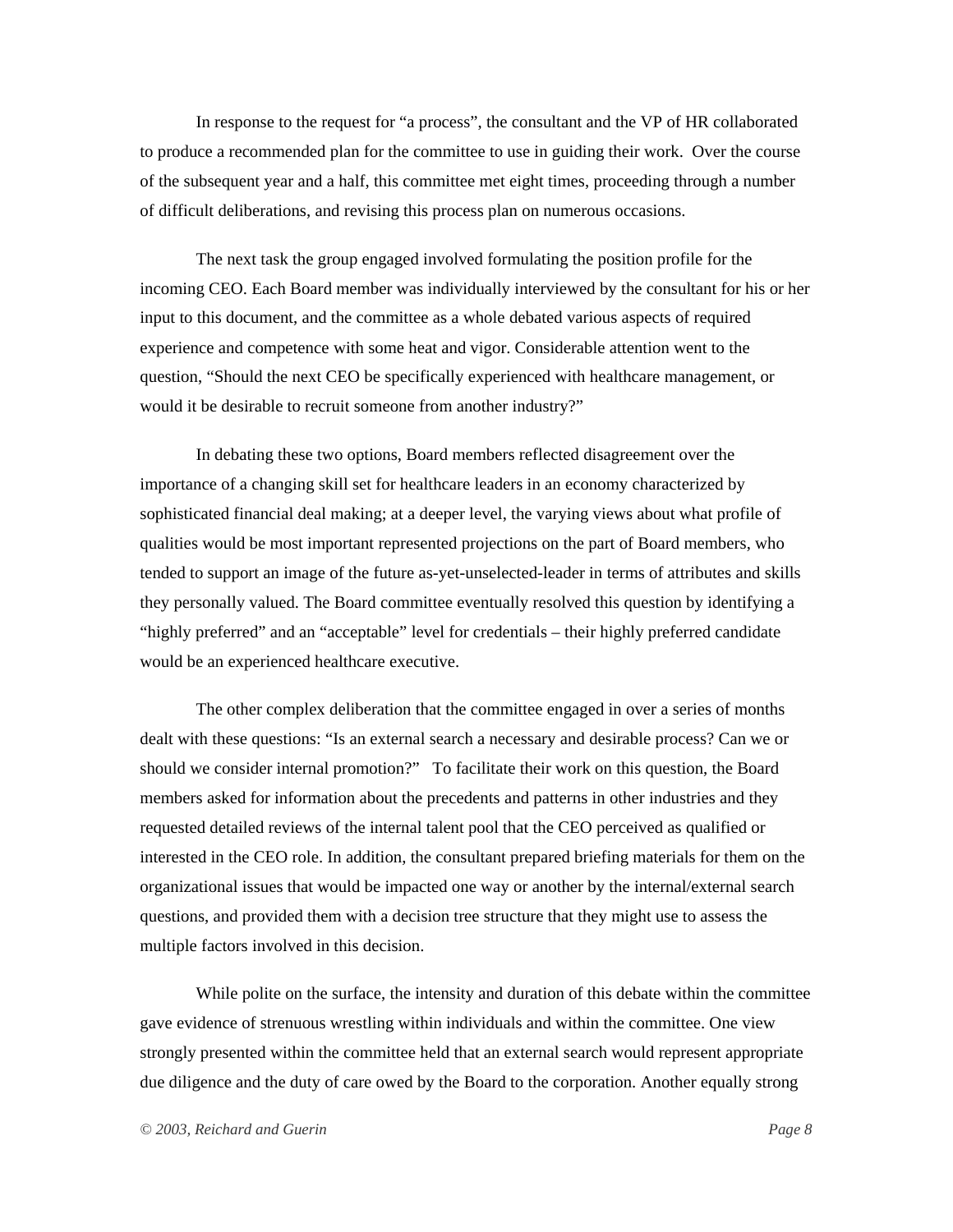In response to the request for "a process", the consultant and the VP of HR collaborated to produce a recommended plan for the committee to use in guiding their work. Over the course of the subsequent year and a half, this committee met eight times, proceeding through a number of difficult deliberations, and revising this process plan on numerous occasions.

The next task the group engaged involved formulating the position profile for the incoming CEO. Each Board member was individually interviewed by the consultant for his or her input to this document, and the committee as a whole debated various aspects of required experience and competence with some heat and vigor. Considerable attention went to the question, "Should the next CEO be specifically experienced with healthcare management, or would it be desirable to recruit someone from another industry?"

In debating these two options, Board members reflected disagreement over the importance of a changing skill set for healthcare leaders in an economy characterized by sophisticated financial deal making; at a deeper level, the varying views about what profile of qualities would be most important represented projections on the part of Board members, who tended to support an image of the future as-yet-unselected-leader in terms of attributes and skills they personally valued. The Board committee eventually resolved this question by identifying a "highly preferred" and an "acceptable" level for credentials – their highly preferred candidate would be an experienced healthcare executive.

The other complex deliberation that the committee engaged in over a series of months dealt with these questions: "Is an external search a necessary and desirable process? Can we or should we consider internal promotion?" To facilitate their work on this question, the Board members asked for information about the precedents and patterns in other industries and they requested detailed reviews of the internal talent pool that the CEO perceived as qualified or interested in the CEO role. In addition, the consultant prepared briefing materials for them on the organizational issues that would be impacted one way or another by the internal/external search questions, and provided them with a decision tree structure that they might use to assess the multiple factors involved in this decision.

While polite on the surface, the intensity and duration of this debate within the committee gave evidence of strenuous wrestling within individuals and within the committee. One view strongly presented within the committee held that an external search would represent appropriate due diligence and the duty of care owed by the Board to the corporation. Another equally strong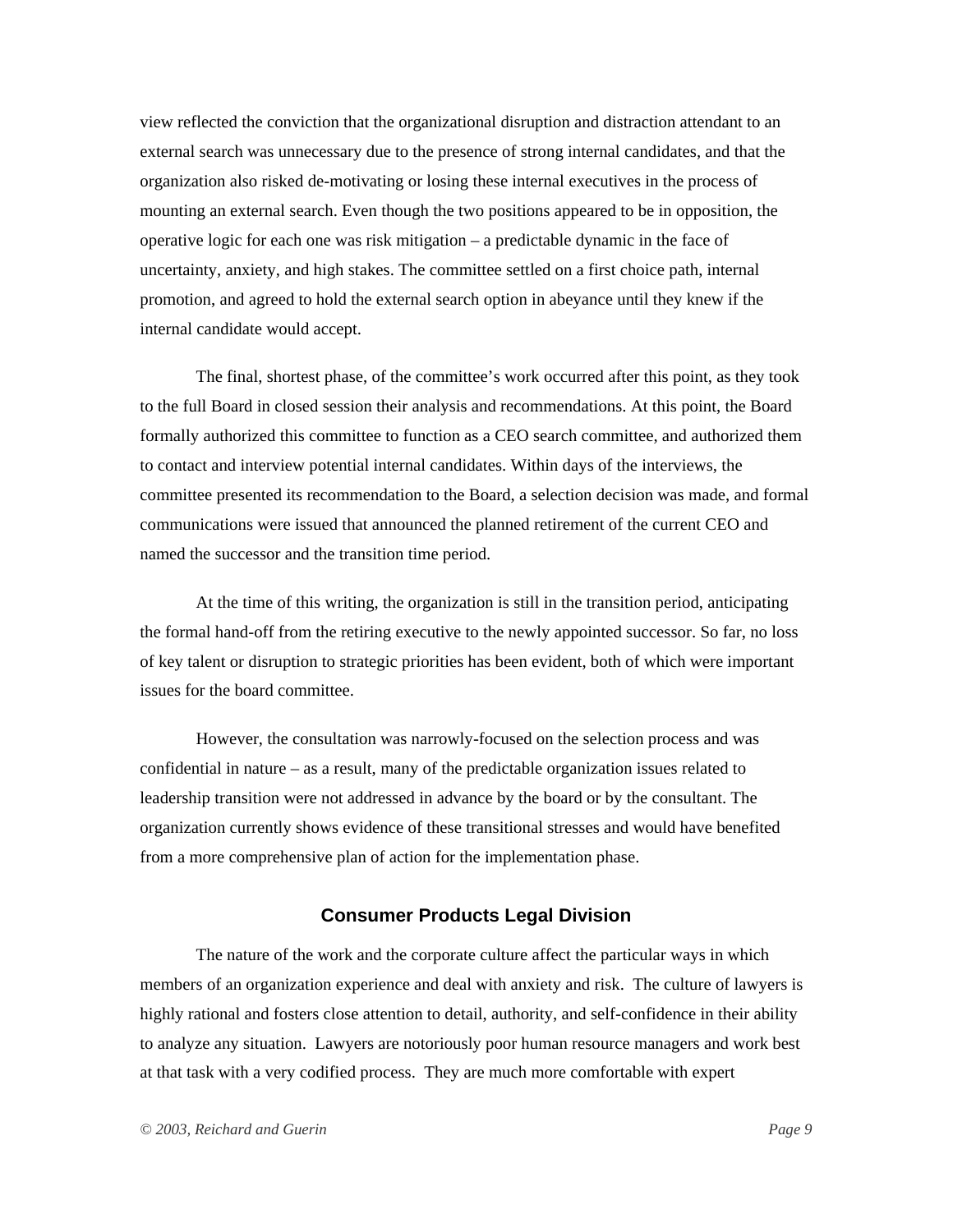view reflected the conviction that the organizational disruption and distraction attendant to an external search was unnecessary due to the presence of strong internal candidates, and that the organization also risked de-motivating or losing these internal executives in the process of mounting an external search. Even though the two positions appeared to be in opposition, the operative logic for each one was risk mitigation – a predictable dynamic in the face of uncertainty, anxiety, and high stakes. The committee settled on a first choice path, internal promotion, and agreed to hold the external search option in abeyance until they knew if the internal candidate would accept.

The final, shortest phase, of the committee's work occurred after this point, as they took to the full Board in closed session their analysis and recommendations. At this point, the Board formally authorized this committee to function as a CEO search committee, and authorized them to contact and interview potential internal candidates. Within days of the interviews, the committee presented its recommendation to the Board, a selection decision was made, and formal communications were issued that announced the planned retirement of the current CEO and named the successor and the transition time period.

At the time of this writing, the organization is still in the transition period, anticipating the formal hand-off from the retiring executive to the newly appointed successor. So far, no loss of key talent or disruption to strategic priorities has been evident, both of which were important issues for the board committee.

However, the consultation was narrowly-focused on the selection process and was confidential in nature – as a result, many of the predictable organization issues related to leadership transition were not addressed in advance by the board or by the consultant. The organization currently shows evidence of these transitional stresses and would have benefited from a more comprehensive plan of action for the implementation phase.

## Consumer Products Legal Division

The nature of the work and the corporate culture affect the particular ways in which members of an organization experience and deal with anxiety and risk. The culture of lawyers is highly rational and fosters close attention to detail, authority, and self-confidence in their ability to analyze any situation. Lawyers are notoriously poor human resource managers and work best at that task with a very codified process. They are much more comfortable with expert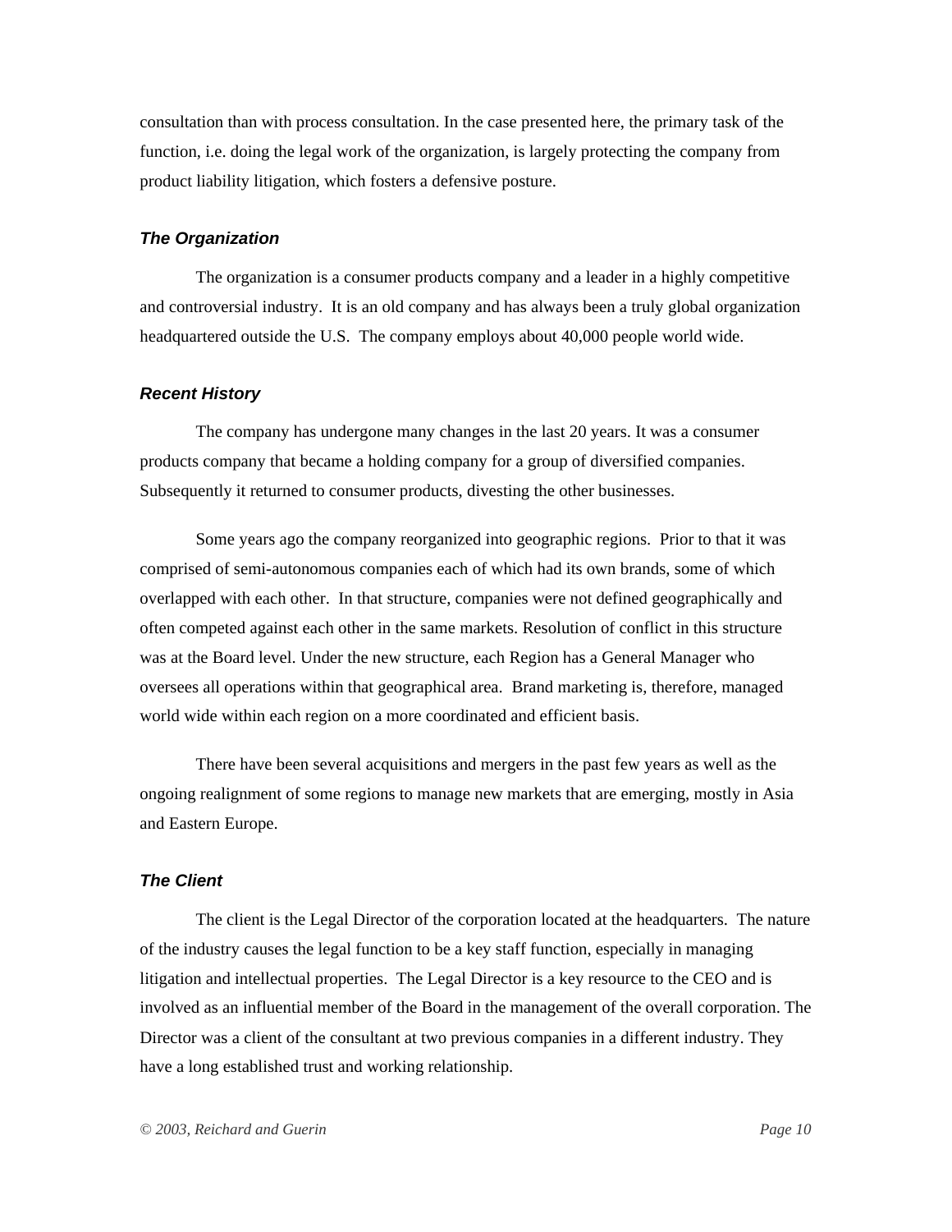consultation than with process consultation. In the case presented here, the primary task of the function, i.e. doing the legal work of the organization, is largely protecting the company from product liability litigation, which fosters a defensive posture.

### *The Organization*

The organization is a consumer products company and a leader in a highly competitive and controversial industry. It is an old company and has always been a truly global organization headquartered outside the U.S. The company employs about 40,000 people world wide.

### *Recent History*

The company has undergone many changes in the last 20 years. It was a consumer products company that became a holding company for a group of diversified companies. Subsequently it returned to consumer products, divesting the other businesses.

Some years ago the company reorganized into geographic regions. Prior to that it was comprised of semi-autonomous companies each of which had its own brands, some of which overlapped with each other. In that structure, companies were not defined geographically and often competed against each other in the same markets. Resolution of conflict in this structure was at the Board level. Under the new structure, each Region has a General Manager who oversees all operations within that geographical area. Brand marketing is, therefore, managed world wide within each region on a more coordinated and efficient basis.

There have been several acquisitions and mergers in the past few years as well as the ongoing realignment of some regions to manage new markets that are emerging, mostly in Asia and Eastern Europe.

### *The Client*

The client is the Legal Director of the corporation located at the headquarters. The nature of the industry causes the legal function to be a key staff function, especially in managing litigation and intellectual properties. The Legal Director is a key resource to the CEO and is involved as an influential member of the Board in the management of the overall corporation. The Director was a client of the consultant at two previous companies in a different industry. They have a long established trust and working relationship.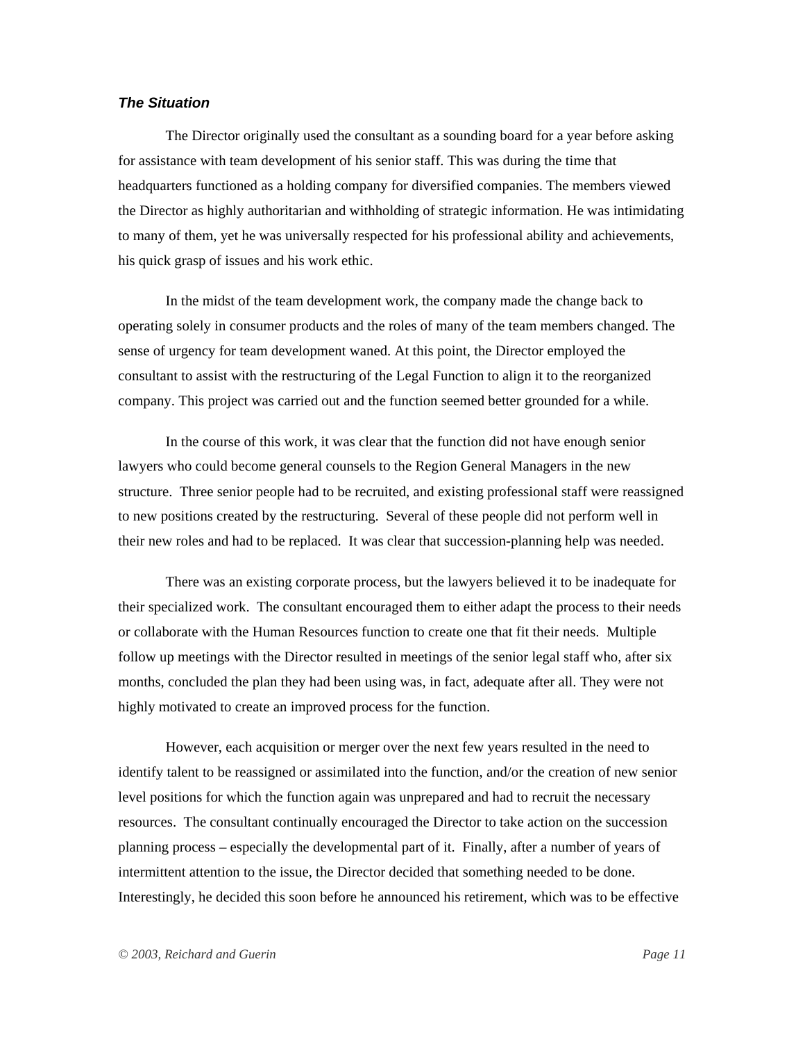### *The Situation*

The Director originally used the consultant as a sounding board for a year before asking for assistance with team development of his senior staff. This was during the time that headquarters functioned as a holding company for diversified companies. The members viewed the Director as highly authoritarian and withholding of strategic information. He was intimidating to many of them, yet he was universally respected for his professional ability and achievements, his quick grasp of issues and his work ethic.

In the midst of the team development work, the company made the change back to operating solely in consumer products and the roles of many of the team members changed. The sense of urgency for team development waned. At this point, the Director employed the consultant to assist with the restructuring of the Legal Function to align it to the reorganized company. This project was carried out and the function seemed better grounded for a while.

In the course of this work, it was clear that the function did not have enough senior lawyers who could become general counsels to the Region General Managers in the new structure. Three senior people had to be recruited, and existing professional staff were reassigned to new positions created by the restructuring. Several of these people did not perform well in their new roles and had to be replaced. It was clear that succession-planning help was needed.

There was an existing corporate process, but the lawyers believed it to be inadequate for their specialized work. The consultant encouraged them to either adapt the process to their needs or collaborate with the Human Resources function to create one that fit their needs. Multiple follow up meetings with the Director resulted in meetings of the senior legal staff who, after six months, concluded the plan they had been using was, in fact, adequate after all. They were not highly motivated to create an improved process for the function.

However, each acquisition or merger over the next few years resulted in the need to identify talent to be reassigned or assimilated into the function, and/or the creation of new senior level positions for which the function again was unprepared and had to recruit the necessary resources. The consultant continually encouraged the Director to take action on the succession planning process – especially the developmental part of it. Finally, after a number of years of intermittent attention to the issue, the Director decided that something needed to be done. Interestingly, he decided this soon before he announced his retirement, which was to be effective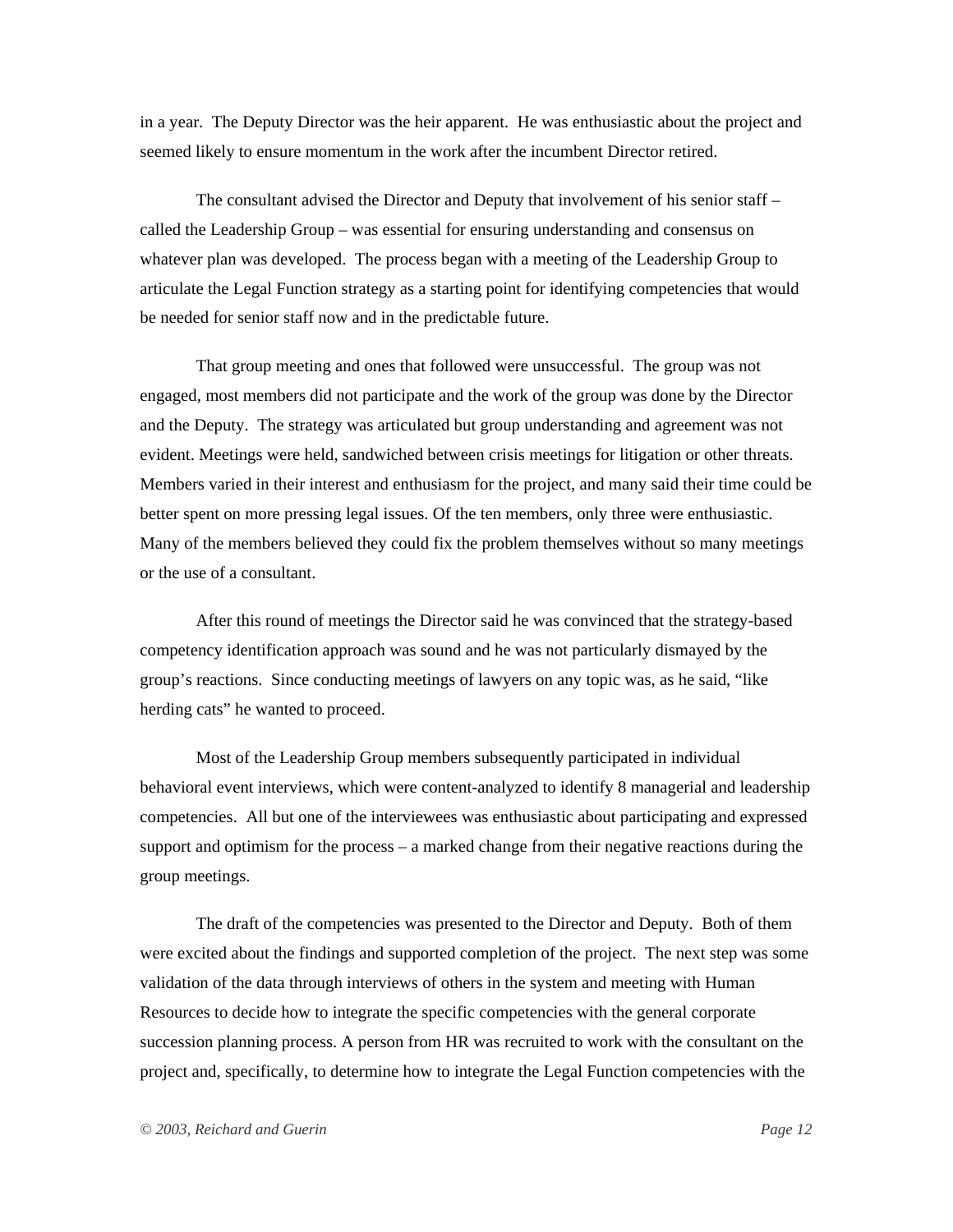in a year. The Deputy Director was the heir apparent. He was enthusiastic about the project and seemed likely to ensure momentum in the work after the incumbent Director retired.

The consultant advised the Director and Deputy that involvement of his senior staff – called the Leadership Group – was essential for ensuring understanding and consensus on whatever plan was developed. The process began with a meeting of the Leadership Group to articulate the Legal Function strategy as a starting point for identifying competencies that would be needed for senior staff now and in the predictable future.

That group meeting and ones that followed were unsuccessful. The group was not engaged, most members did not participate and the work of the group was done by the Director and the Deputy. The strategy was articulated but group understanding and agreement was not evident. Meetings were held, sandwiched between crisis meetings for litigation or other threats. Members varied in their interest and enthusiasm for the project, and many said their time could be better spent on more pressing legal issues. Of the ten members, only three were enthusiastic. Many of the members believed they could fix the problem themselves without so many meetings or the use of a consultant.

After this round of meetings the Director said he was convinced that the strategy-based competency identification approach was sound and he was not particularly dismayed by the group's reactions. Since conducting meetings of lawyers on any topic was, as he said, "like herding cats" he wanted to proceed.

Most of the Leadership Group members subsequently participated in individual behavioral event interviews, which were content-analyzed to identify 8 managerial and leadership competencies. All but one of the interviewees was enthusiastic about participating and expressed support and optimism for the process – a marked change from their negative reactions during the group meetings.

The draft of the competencies was presented to the Director and Deputy. Both of them were excited about the findings and supported completion of the project. The next step was some validation of the data through interviews of others in the system and meeting with Human Resources to decide how to integrate the specific competencies with the general corporate succession planning process. A person from HR was recruited to work with the consultant on the project and, specifically, to determine how to integrate the Legal Function competencies with the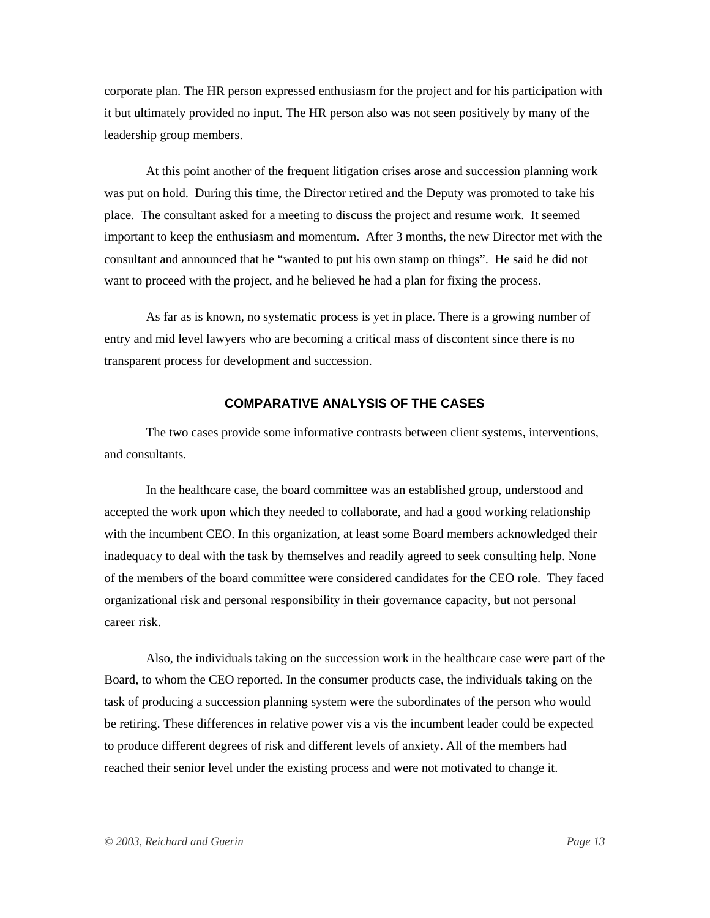corporate plan. The HR person expressed enthusiasm for the project and for his participation with it but ultimately provided no input. The HR person also was not seen positively by many of the leadership group members.

At this point another of the frequent litigation crises arose and succession planning work was put on hold. During this time, the Director retired and the Deputy was promoted to take his place. The consultant asked for a meeting to discuss the project and resume work. It seemed important to keep the enthusiasm and momentum. After 3 months, the new Director met with the consultant and announced that he "wanted to put his own stamp on things". He said he did not want to proceed with the project, and he believed he had a plan for fixing the process.

As far as is known, no systematic process is yet in place. There is a growing number of entry and mid level lawyers who are becoming a critical mass of discontent since there is no transparent process for development and succession.

## COMPARATIVE ANALYSIS OF THE CASES

The two cases provide some informative contrasts between client systems, interventions, and consultants.

In the healthcare case, the board committee was an established group, understood and accepted the work upon which they needed to collaborate, and had a good working relationship with the incumbent CEO. In this organization, at least some Board members acknowledged their inadequacy to deal with the task by themselves and readily agreed to seek consulting help. None of the members of the board committee were considered candidates for the CEO role. They faced organizational risk and personal responsibility in their governance capacity, but not personal career risk.

Also, the individuals taking on the succession work in the healthcare case were part of the Board, to whom the CEO reported. In the consumer products case, the individuals taking on the task of producing a succession planning system were the subordinates of the person who would be retiring. These differences in relative power vis a vis the incumbent leader could be expected to produce different degrees of risk and different levels of anxiety. All of the members had reached their senior level under the existing process and were not motivated to change it.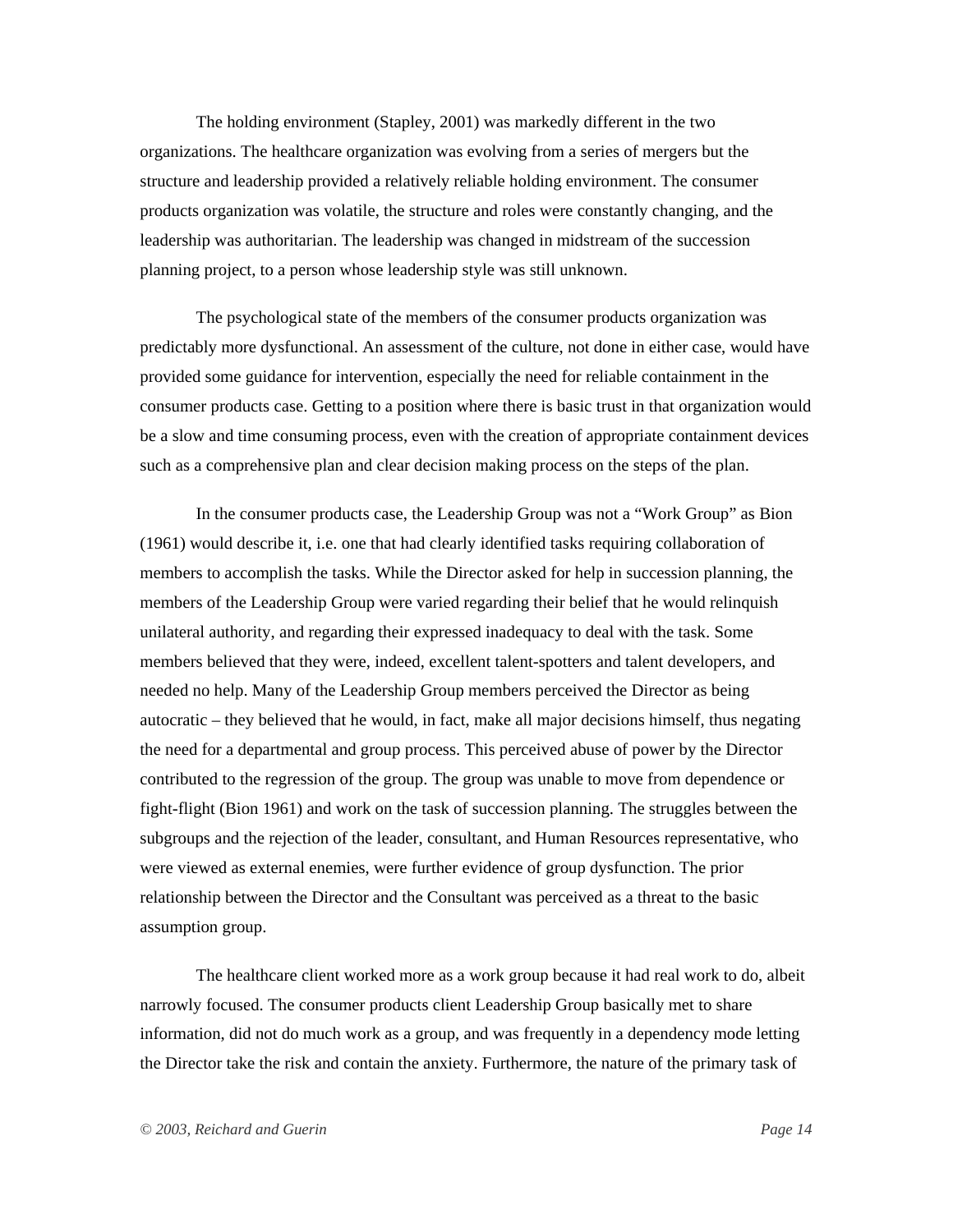The holding environment (Stapley, 2001) was markedly different in the two organizations. The healthcare organization was evolving from a series of mergers but the structure and leadership provided a relatively reliable holding environment. The consumer products organization was volatile, the structure and roles were constantly changing, and the leadership was authoritarian. The leadership was changed in midstream of the succession planning project, to a person whose leadership style was still unknown.

The psychological state of the members of the consumer products organization was predictably more dysfunctional. An assessment of the culture, not done in either case, would have provided some guidance for intervention, especially the need for reliable containment in the consumer products case. Getting to a position where there is basic trust in that organization would be a slow and time consuming process, even with the creation of appropriate containment devices such as a comprehensive plan and clear decision making process on the steps of the plan.

In the consumer products case, the Leadership Group was not a "Work Group" as Bion (1961) would describe it, i.e. one that had clearly identified tasks requiring collaboration of members to accomplish the tasks. While the Director asked for help in succession planning, the members of the Leadership Group were varied regarding their belief that he would relinquish unilateral authority, and regarding their expressed inadequacy to deal with the task. Some members believed that they were, indeed, excellent talent-spotters and talent developers, and needed no help. Many of the Leadership Group members perceived the Director as being autocratic – they believed that he would, in fact, make all major decisions himself, thus negating the need for a departmental and group process. This perceived abuse of power by the Director contributed to the regression of the group. The group was unable to move from dependence or fight-flight (Bion 1961) and work on the task of succession planning. The struggles between the subgroups and the rejection of the leader, consultant, and Human Resources representative, who were viewed as external enemies, were further evidence of group dysfunction. The prior relationship between the Director and the Consultant was perceived as a threat to the basic assumption group.

The healthcare client worked more as a work group because it had real work to do, albeit narrowly focused. The consumer products client Leadership Group basically met to share information, did not do much work as a group, and was frequently in a dependency mode letting the Director take the risk and contain the anxiety. Furthermore, the nature of the primary task of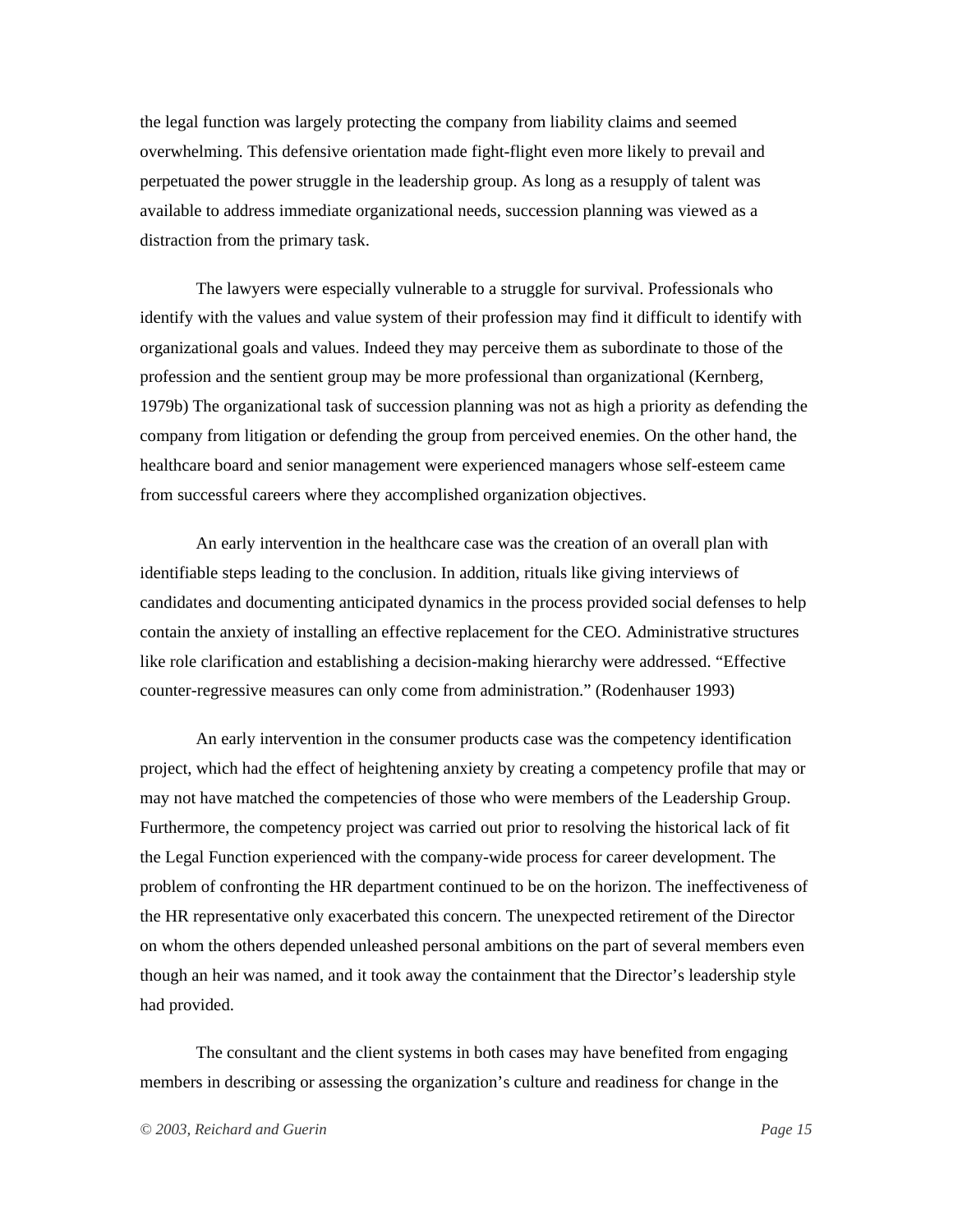the legal function was largely protecting the company from liability claims and seemed overwhelming. This defensive orientation made fight-flight even more likely to prevail and perpetuated the power struggle in the leadership group. As long as a resupply of talent was available to address immediate organizational needs, succession planning was viewed as a distraction from the primary task.

The lawyers were especially vulnerable to a struggle for survival. Professionals who identify with the values and value system of their profession may find it difficult to identify with organizational goals and values. Indeed they may perceive them as subordinate to those of the profession and the sentient group may be more professional than organizational (Kernberg, 1979b) The organizational task of succession planning was not as high a priority as defending the company from litigation or defending the group from perceived enemies. On the other hand, the healthcare board and senior management were experienced managers whose self-esteem came from successful careers where they accomplished organization objectives.

An early intervention in the healthcare case was the creation of an overall plan with identifiable steps leading to the conclusion. In addition, rituals like giving interviews of candidates and documenting anticipated dynamics in the process provided social defenses to help contain the anxiety of installing an effective replacement for the CEO. Administrative structures like role clarification and establishing a decision-making hierarchy were addressed. "Effective counter-regressive measures can only come from administration." (Rodenhauser 1993)

An early intervention in the consumer products case was the competency identification project, which had the effect of heightening anxiety by creating a competency profile that may or may not have matched the competencies of those who were members of the Leadership Group. Furthermore, the competency project was carried out prior to resolving the historical lack of fit the Legal Function experienced with the company-wide process for career development. The problem of confronting the HR department continued to be on the horizon. The ineffectiveness of the HR representative only exacerbated this concern. The unexpected retirement of the Director on whom the others depended unleashed personal ambitions on the part of several members even though an heir was named, and it took away the containment that the Director's leadership style had provided.

The consultant and the client systems in both cases may have benefited from engaging members in describing or assessing the organization's culture and readiness for change in the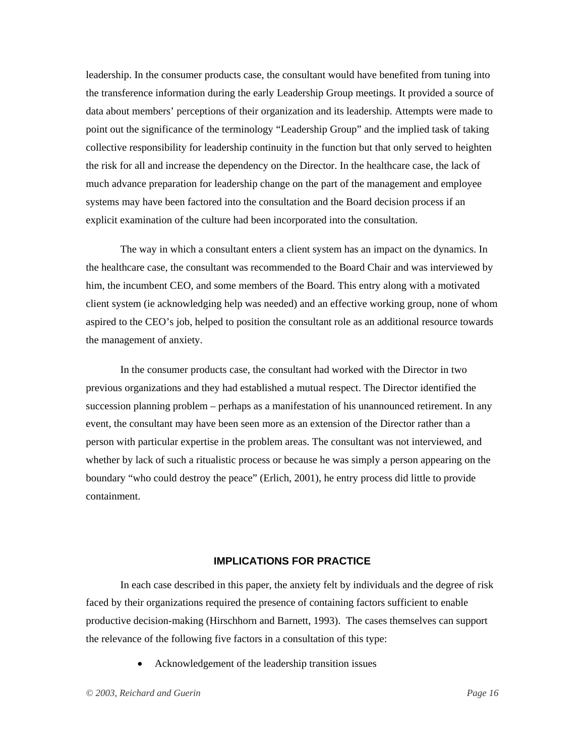leadership. In the consumer products case, the consultant would have benefited from tuning into the transference information during the early Leadership Group meetings. It provided a source of data about members' perceptions of their organization and its leadership. Attempts were made to point out the significance of the terminology "Leadership Group" and the implied task of taking collective responsibility for leadership continuity in the function but that only served to heighten the risk for all and increase the dependency on the Director. In the healthcare case, the lack of much advance preparation for leadership change on the part of the management and employee systems may have been factored into the consultation and the Board decision process if an explicit examination of the culture had been incorporated into the consultation.

The way in which a consultant enters a client system has an impact on the dynamics. In the healthcare case, the consultant was recommended to the Board Chair and was interviewed by him, the incumbent CEO, and some members of the Board. This entry along with a motivated client system (ie acknowledging help was needed) and an effective working group, none of whom aspired to the CEO's job, helped to position the consultant role as an additional resource towards the management of anxiety.

In the consumer products case, the consultant had worked with the Director in two previous organizations and they had established a mutual respect. The Director identified the succession planning problem – perhaps as a manifestation of his unannounced retirement. In any event, the consultant may have been seen more as an extension of the Director rather than a person with particular expertise in the problem areas. The consultant was not interviewed, and whether by lack of such a ritualistic process or because he was simply a person appearing on the boundary "who could destroy the peace" (Erlich, 2001), he entry process did little to provide containment.

## IMPLICATIONS FOR PRACTICE

In each case described in this paper, the anxiety felt by individuals and the degree of risk faced by their organizations required the presence of containing factors sufficient to enable productive decision-making (Hirschhorn and Barnett, 1993). The cases themselves can support the relevance of the following five factors in a consultation of this type:

- Acknowledgement of the leadership transition issues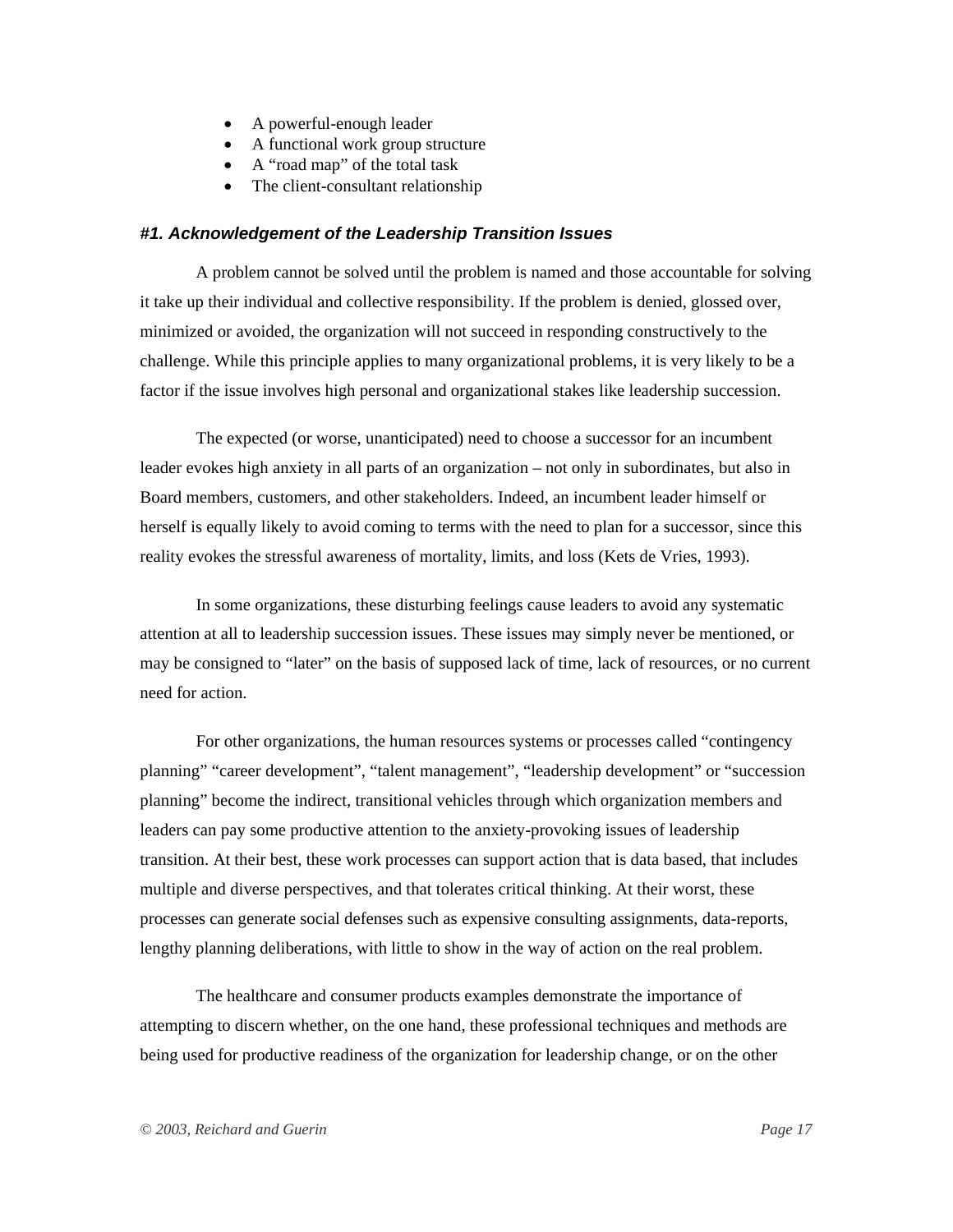- A powerful-enough leader
- A functional work group structure
- A "road map" of the total task
- The client-consultant relationship

### *#1. Acknowledgement of the Leadership Transition Issues*

A problem cannot be solved until the problem is named and those accountable for solving it take up their individual and collective responsibility. If the problem is denied, glossed over, minimized or avoided, the organization will not succeed in responding constructively to the challenge. While this principle applies to many organizational problems, it is very likely to be a factor if the issue involves high personal and organizational stakes like leadership succession.

The expected (or worse, unanticipated) need to choose a successor for an incumbent leader evokes high anxiety in all parts of an organization – not only in subordinates, but also in Board members, customers, and other stakeholders. Indeed, an incumbent leader himself or herself is equally likely to avoid coming to terms with the need to plan for a successor, since this reality evokes the stressful awareness of mortality, limits, and loss (Kets de Vries, 1993).

In some organizations, these disturbing feelings cause leaders to avoid any systematic attention at all to leadership succession issues. These issues may simply never be mentioned, or may be consigned to "later" on the basis of supposed lack of time, lack of resources, or no current need for action.

For other organizations, the human resources systems or processes called "contingency planning" "career development", "talent management", "leadership development" or "succession planning" become the indirect, transitional vehicles through which organization members and leaders can pay some productive attention to the anxiety-provoking issues of leadership transition. At their best, these work processes can support action that is data based, that includes multiple and diverse perspectives, and that tolerates critical thinking. At their worst, these processes can generate social defenses such as expensive consulting assignments, data-reports, lengthy planning deliberations, with little to show in the way of action on the real problem.

The healthcare and consumer products examples demonstrate the importance of attempting to discern whether, on the one hand, these professional techniques and methods are being used for productive readiness of the organization for leadership change, or on the other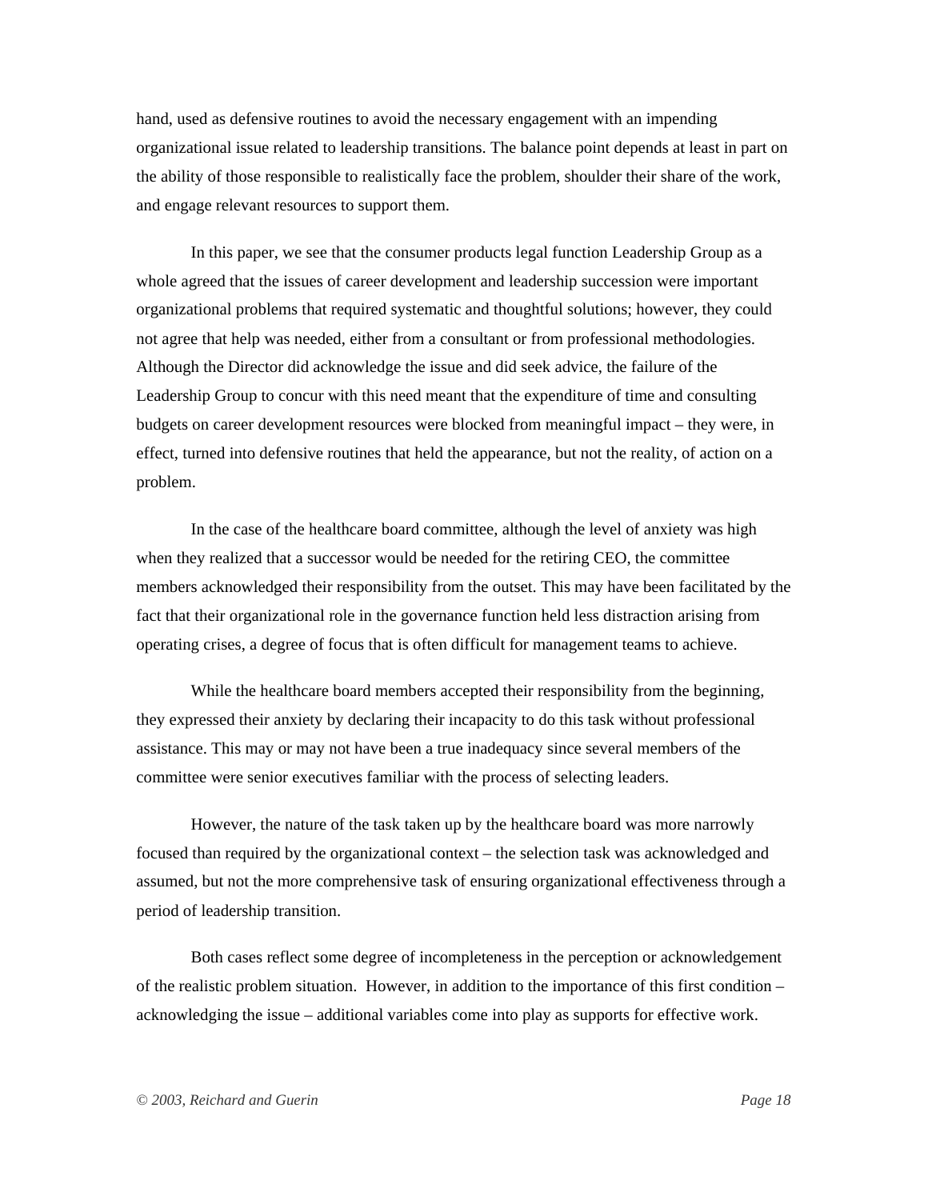hand, used as defensive routines to avoid the necessary engagement with an impending organizational issue related to leadership transitions. The balance point depends at least in part on the ability of those responsible to realistically face the problem, shoulder their share of the work, and engage relevant resources to support them.

In this paper, we see that the consumer products legal function Leadership Group as a whole agreed that the issues of career development and leadership succession were important organizational problems that required systematic and thoughtful solutions; however, they could not agree that help was needed, either from a consultant or from professional methodologies. Although the Director did acknowledge the issue and did seek advice, the failure of the Leadership Group to concur with this need meant that the expenditure of time and consulting budgets on career development resources were blocked from meaningful impact – they were, in effect, turned into defensive routines that held the appearance, but not the reality, of action on a problem.

In the case of the healthcare board committee, although the level of anxiety was high when they realized that a successor would be needed for the retiring CEO, the committee members acknowledged their responsibility from the outset. This may have been facilitated by the fact that their organizational role in the governance function held less distraction arising from operating crises, a degree of focus that is often difficult for management teams to achieve.

While the healthcare board members accepted their responsibility from the beginning, they expressed their anxiety by declaring their incapacity to do this task without professional assistance. This may or may not have been a true inadequacy since several members of the committee were senior executives familiar with the process of selecting leaders.

However, the nature of the task taken up by the healthcare board was more narrowly focused than required by the organizational context – the selection task was acknowledged and assumed, but not the more comprehensive task of ensuring organizational effectiveness through a period of leadership transition.

Both cases reflect some degree of incompleteness in the perception or acknowledgement of the realistic problem situation. However, in addition to the importance of this first condition – acknowledging the issue – additional variables come into play as supports for effective work.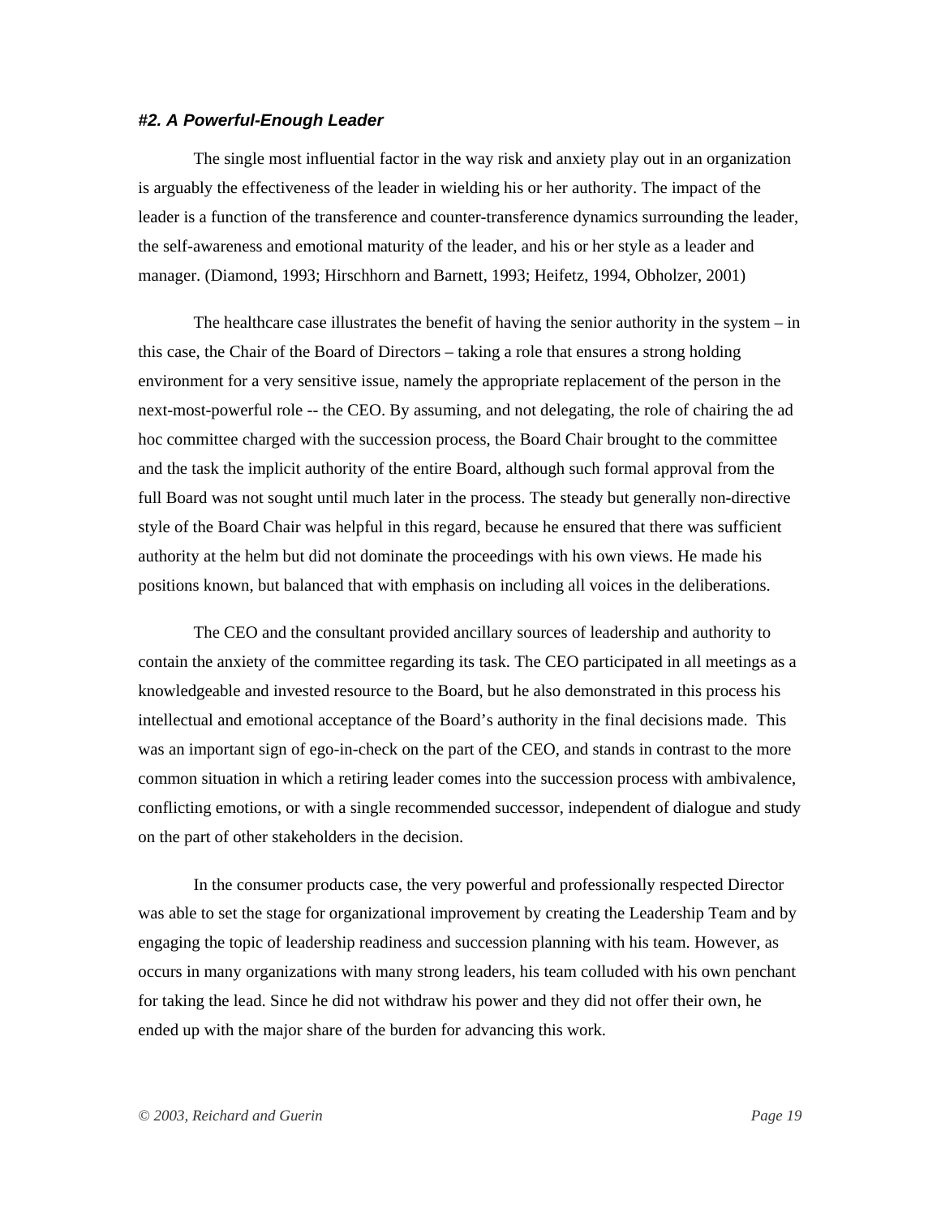### *#2. A Powerful-Enough Leader*

The single most influential factor in the way risk and anxiety play out in an organization is arguably the effectiveness of the leader in wielding his or her authority. The impact of the leader is a function of the transference and counter-transference dynamics surrounding the leader, the self-awareness and emotional maturity of the leader, and his or her style as a leader and manager. (Diamond, 1993; Hirschhorn and Barnett, 1993; Heifetz, 1994, Obholzer, 2001)

The healthcare case illustrates the benefit of having the senior authority in the system – in this case, the Chair of the Board of Directors – taking a role that ensures a strong holding environment for a very sensitive issue, namely the appropriate replacement of the person in the next-most-powerful role -- the CEO. By assuming, and not delegating, the role of chairing the ad hoc committee charged with the succession process, the Board Chair brought to the committee and the task the implicit authority of the entire Board, although such formal approval from the full Board was not sought until much later in the process. The steady but generally non-directive style of the Board Chair was helpful in this regard, because he ensured that there was sufficient authority at the helm but did not dominate the proceedings with his own views. He made his positions known, but balanced that with emphasis on including all voices in the deliberations.

The CEO and the consultant provided ancillary sources of leadership and authority to contain the anxiety of the committee regarding its task. The CEO participated in all meetings as a knowledgeable and invested resource to the Board, but he also demonstrated in this process his intellectual and emotional acceptance of the Board's authority in the final decisions made. This was an important sign of ego-in-check on the part of the CEO, and stands in contrast to the more common situation in which a retiring leader comes into the succession process with ambivalence, conflicting emotions, or with a single recommended successor, independent of dialogue and study on the part of other stakeholders in the decision.

In the consumer products case, the very powerful and professionally respected Director was able to set the stage for organizational improvement by creating the Leadership Team and by engaging the topic of leadership readiness and succession planning with his team. However, as occurs in many organizations with many strong leaders, his team colluded with his own penchant for taking the lead. Since he did not withdraw his power and they did not offer their own, he ended up with the major share of the burden for advancing this work.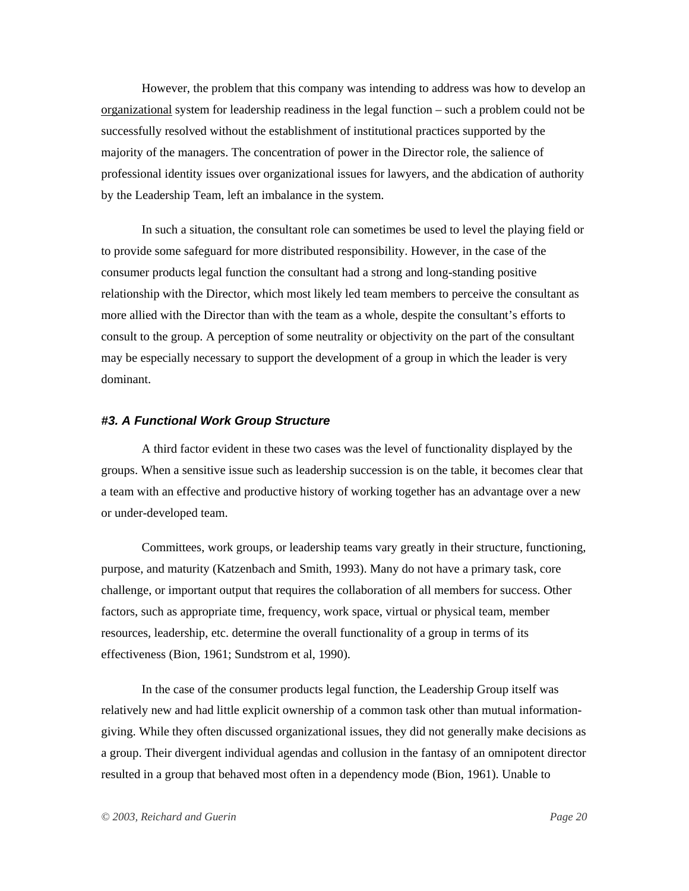However, the problem that this company was intending to address was how to develop an <u>organizational</u> system for leadership readiness in the legal function – such a problem could not be successfully resolved without the establishment of institutional practices supported by the majority of the managers. The concentration of power in the Director role, the salience of professional identity issues over organizational issues for lawyers, and the abdication of authority by the Leadership Team, left an imbalance in the system.

In such a situation, the consultant role can sometimes be used to level the playing field or to provide some safeguard for more distributed responsibility. However, in the case of the consumer products legal function the consultant had a strong and long-standing positive relationship with the Director, which most likely led team members to perceive the consultant as more allied with the Director than with the team as a whole, despite the consultant's efforts to consult to the group. A perception of some neutrality or objectivity on the part of the consultant may be especially necessary to support the development of a group in which the leader is very dominant.

### *#3. A Functional Work Group Structure*

A third factor evident in these two cases was the level of functionality displayed by the groups. When a sensitive issue such as leadership succession is on the table, it becomes clear that a team with an effective and productive history of working together has an advantage over a new or under-developed team.

Committees, work groups, or leadership teams vary greatly in their structure, functioning, purpose, and maturity (Katzenbach and Smith, 1993). Many do not have a primary task, core challenge, or important output that requires the collaboration of all members for success. Other factors, such as appropriate time, frequency, work space, virtual or physical team, member resources, leadership, etc. determine the overall functionality of a group in terms of its effectiveness (Bion, 1961; Sundstrom et al, 1990).

In the case of the consumer products legal function, the Leadership Group itself was relatively new and had little explicit ownership of a common task other than mutual information-giving. While they often discussed organizational issues, they did not generally make decisions as a group. Their divergent individual agendas and collusion in the fantasy of an omnipotent director resulted in a group that behaved most often in a dependency mode (Bion, 1961). Unable to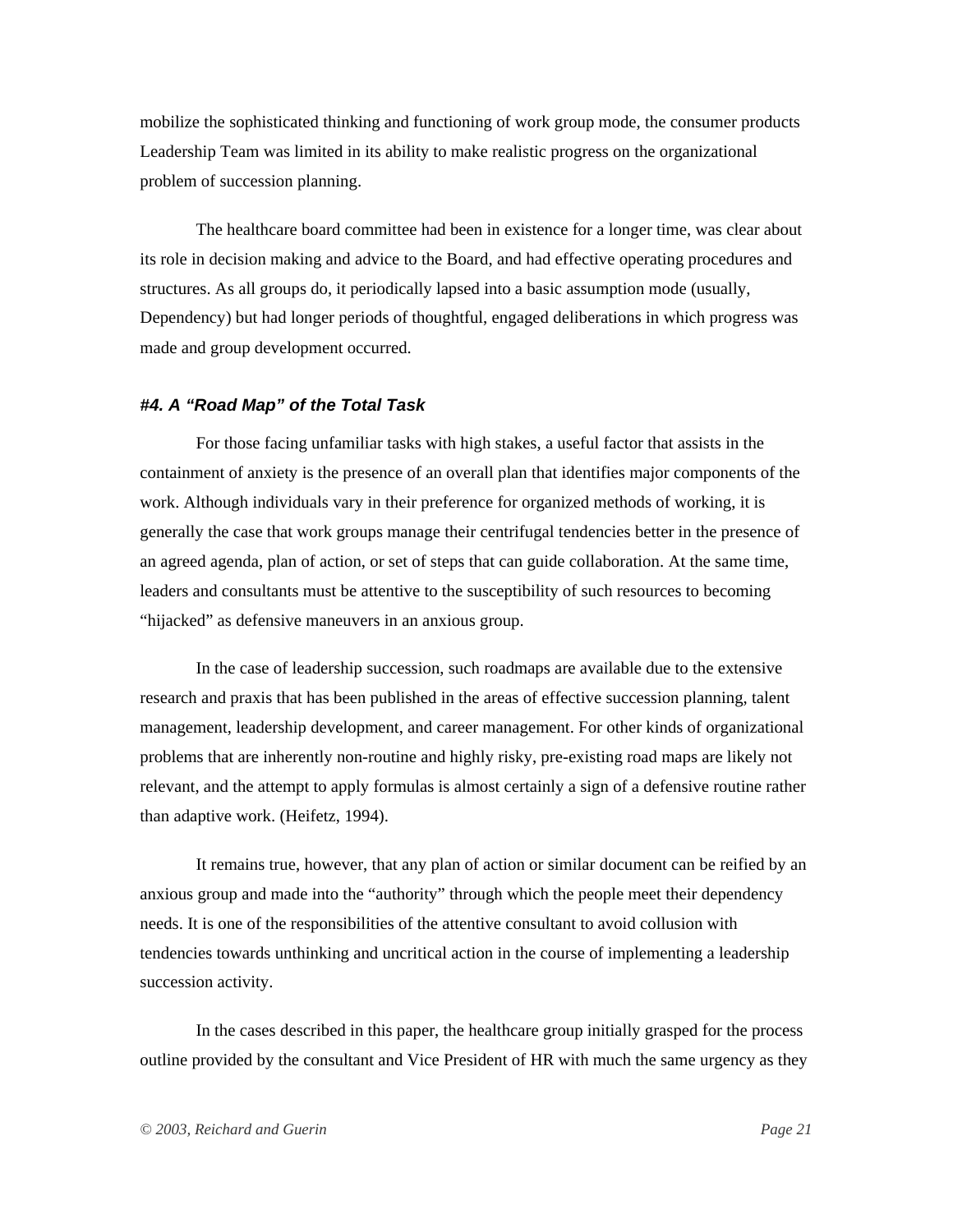mobilize the sophisticated thinking and functioning of work group mode, the consumer products Leadership Team was limited in its ability to make realistic progress on the organizational problem of succession planning.

The healthcare board committee had been in existence for a longer time, was clear about its role in decision making and advice to the Board, and had effective operating procedures and structures. As all groups do, it periodically lapsed into a basic assumption mode (usually, Dependency) but had longer periods of thoughtful, engaged deliberations in which progress was made and group development occurred.

### *#4. A "Road Map" of the Total Task*

For those facing unfamiliar tasks with high stakes, a useful factor that assists in the containment of anxiety is the presence of an overall plan that identifies major components of the work. Although individuals vary in their preference for organized methods of working, it is generally the case that work groups manage their centrifugal tendencies better in the presence of an agreed agenda, plan of action, or set of steps that can guide collaboration. At the same time, leaders and consultants must be attentive to the susceptibility of such resources to becoming "hijacked" as defensive maneuvers in an anxious group.

In the case of leadership succession, such roadmaps are available due to the extensive research and praxis that has been published in the areas of effective succession planning, talent management, leadership development, and career management. For other kinds of organizational problems that are inherently non-routine and highly risky, pre-existing road maps are likely not relevant, and the attempt to apply formulas is almost certainly a sign of a defensive routine rather than adaptive work. (Heifetz, 1994).

It remains true, however, that any plan of action or similar document can be reified by an anxious group and made into the "authority" through which the people meet their dependency needs. It is one of the responsibilities of the attentive consultant to avoid collusion with tendencies towards unthinking and uncritical action in the course of implementing a leadership succession activity.

In the cases described in this paper, the healthcare group initially grasped for the process outline provided by the consultant and Vice President of HR with much the same urgency as they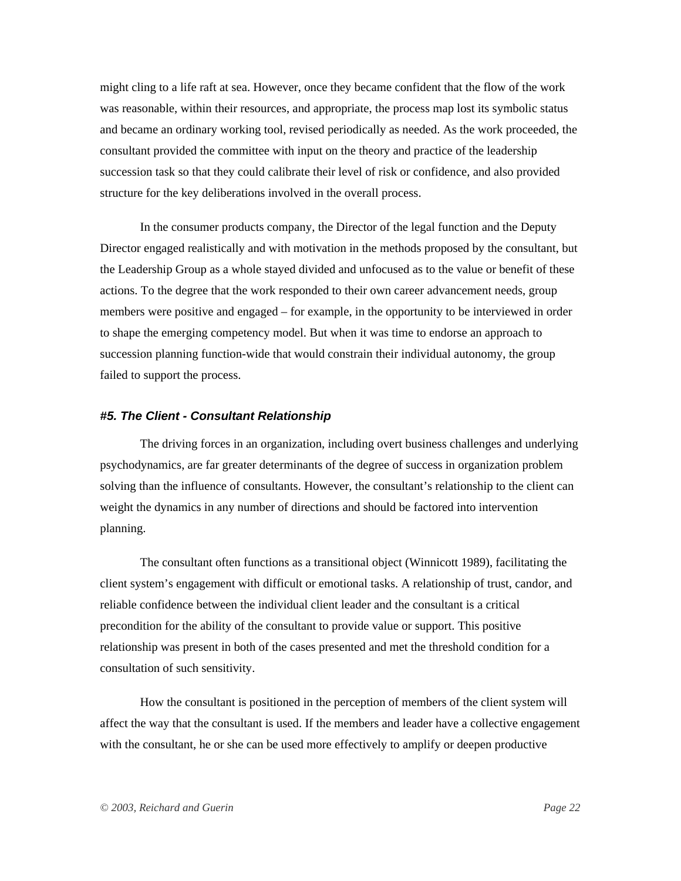might cling to a life raft at sea. However, once they became confident that the flow of the work was reasonable, within their resources, and appropriate, the process map lost its symbolic status and became an ordinary working tool, revised periodically as needed. As the work proceeded, the consultant provided the committee with input on the theory and practice of the leadership succession task so that they could calibrate their level of risk or confidence, and also provided structure for the key deliberations involved in the overall process.

In the consumer products company, the Director of the legal function and the Deputy Director engaged realistically and with motivation in the methods proposed by the consultant, but the Leadership Group as a whole stayed divided and unfocused as to the value or benefit of these actions. To the degree that the work responded to their own career advancement needs, group members were positive and engaged – for example, in the opportunity to be interviewed in order to shape the emerging competency model. But when it was time to endorse an approach to succession planning function-wide that would constrain their individual autonomy, the group failed to support the process.

### *#5. The Client - Consultant Relationship*

The driving forces in an organization, including overt business challenges and underlying psychodynamics, are far greater determinants of the degree of success in organization problem solving than the influence of consultants. However, the consultant's relationship to the client can weight the dynamics in any number of directions and should be factored into intervention planning.

The consultant often functions as a transitional object (Winnicott 1989), facilitating the client system's engagement with difficult or emotional tasks. A relationship of trust, candor, and reliable confidence between the individual client leader and the consultant is a critical precondition for the ability of the consultant to provide value or support. This positive relationship was present in both of the cases presented and met the threshold condition for a consultation of such sensitivity.

How the consultant is positioned in the perception of members of the client system will affect the way that the consultant is used. If the members and leader have a collective engagement with the consultant, he or she can be used more effectively to amplify or deepen productive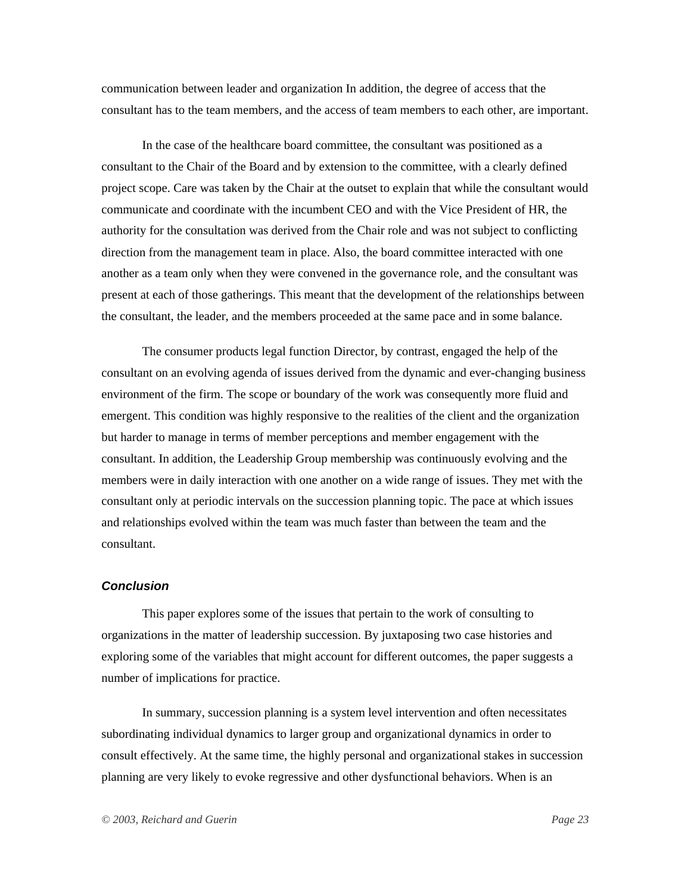communication between leader and organization In addition, the degree of access that the consultant has to the team members, and the access of team members to each other, are important.

In the case of the healthcare board committee, the consultant was positioned as a consultant to the Chair of the Board and by extension to the committee, with a clearly defined project scope. Care was taken by the Chair at the outset to explain that while the consultant would communicate and coordinate with the incumbent CEO and with the Vice President of HR, the authority for the consultation was derived from the Chair role and was not subject to conflicting direction from the management team in place. Also, the board committee interacted with one another as a team only when they were convened in the governance role, and the consultant was present at each of those gatherings. This meant that the development of the relationships between the consultant, the leader, and the members proceeded at the same pace and in some balance.

The consumer products legal function Director, by contrast, engaged the help of the consultant on an evolving agenda of issues derived from the dynamic and ever-changing business environment of the firm. The scope or boundary of the work was consequently more fluid and emergent. This condition was highly responsive to the realities of the client and the organization but harder to manage in terms of member perceptions and member engagement with the consultant. In addition, the Leadership Group membership was continuously evolving and the members were in daily interaction with one another on a wide range of issues. They met with the consultant only at periodic intervals on the succession planning topic. The pace at which issues and relationships evolved within the team was much faster than between the team and the consultant.

### *Conclusion*

This paper explores some of the issues that pertain to the work of consulting to organizations in the matter of leadership succession. By juxtaposing two case histories and exploring some of the variables that might account for different outcomes, the paper suggests a number of implications for practice.

In summary, succession planning is a system level intervention and often necessitates subordinating individual dynamics to larger group and organizational dynamics in order to consult effectively. At the same time, the highly personal and organizational stakes in succession planning are very likely to evoke regressive and other dysfunctional behaviors. When is an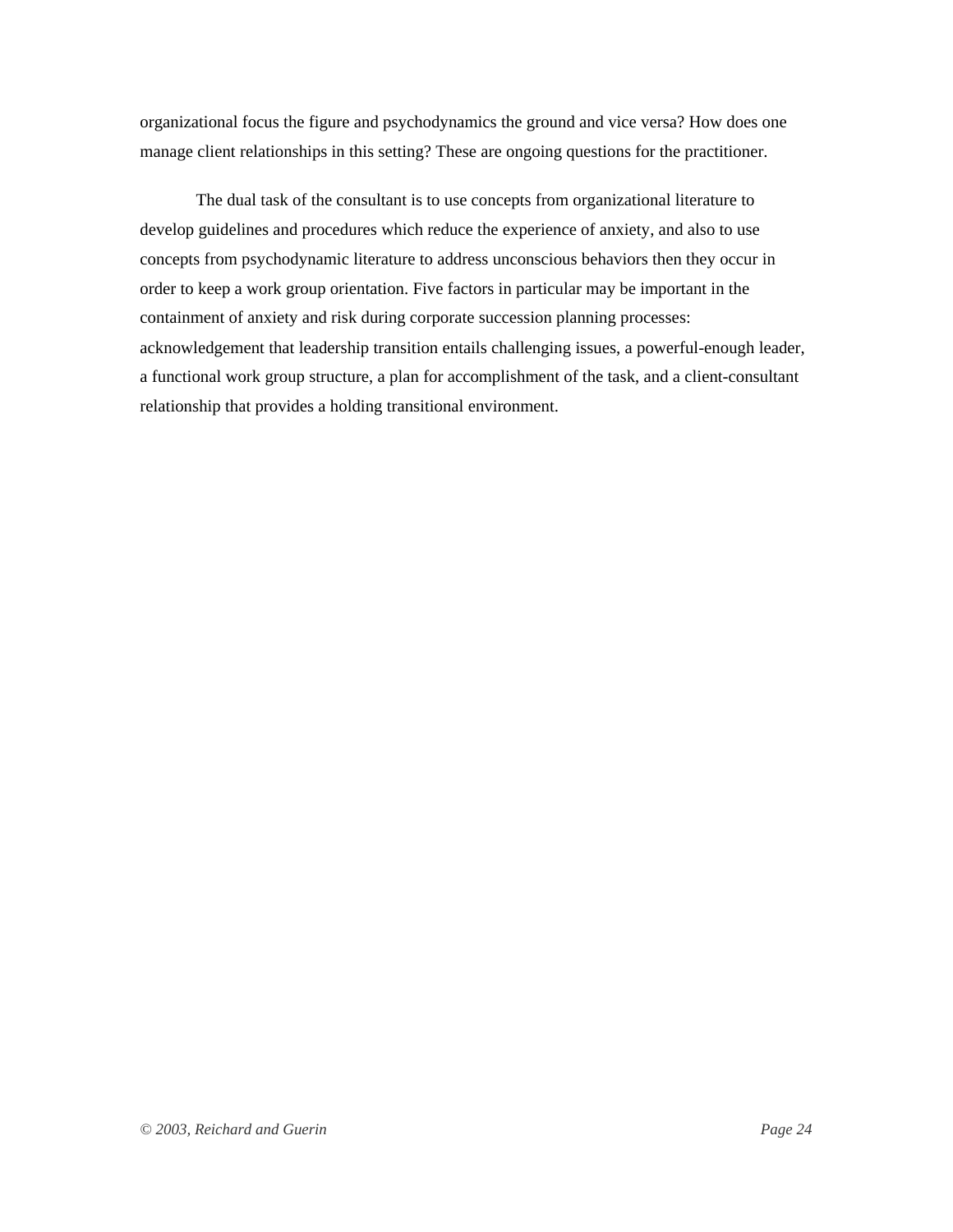organizational focus the figure and psychodynamics the ground and vice versa? How does one manage client relationships in this setting? These are ongoing questions for the practitioner.

The dual task of the consultant is to use concepts from organizational literature to develop guidelines and procedures which reduce the experience of anxiety, and also to use concepts from psychodynamic literature to address unconscious behaviors then they occur in order to keep a work group orientation. Five factors in particular may be important in the containment of anxiety and risk during corporate succession planning processes: acknowledgement that leadership transition entails challenging issues, a powerful-enough leader, a functional work group structure, a plan for accomplishment of the task, and a client-consultant relationship that provides a holding transitional environment.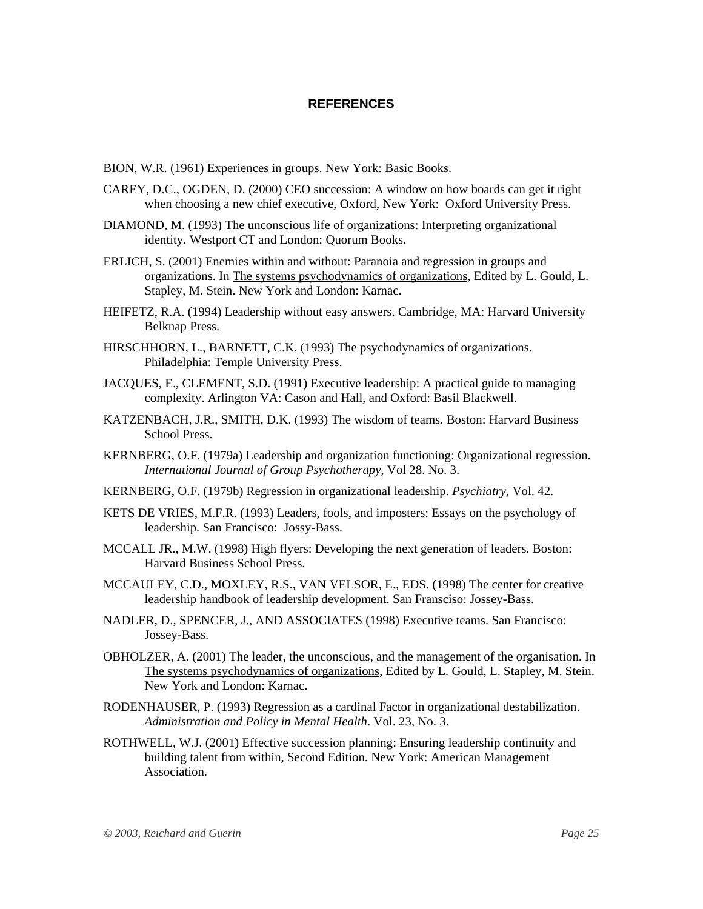# REFERENCES

BION, W.R. (1961) Experiences in groups. New York: Basic Books.

CAREY, D.C., OGDEN, D. (2000) CEO succession: A window on how boards can get it right when choosing a new chief executive, Oxford, New York: Oxford University Press.

DIAMOND, M. (1993) The unconscious life of organizations: Interpreting organizational identity. Westport CT and London: Quorum Books.

ERLICH, S. (2001) Enemies within and without: Paranoia and regression in groups and organizations. In The systems psychodynamics of organizations, Edited by L. Gould, L. Stapley, M. Stein. New York and London: Karnac.

HEIFETZ, R.A. (1994) Leadership without easy answers. Cambridge, MA: Harvard University Belknap Press.

HIRSCHHORN, L., BARNETT, C.K. (1993) The psychodynamics of organizations. Philadelphia: Temple University Press.

JACQUES, E., CLEMENT, S.D. (1991) Executive leadership: A practical guide to managing complexity. Arlington VA: Cason and Hall, and Oxford: Basil Blackwell.

KATZENBACH, J.R., SMITH, D.K. (1993) The wisdom of teams. Boston: Harvard Business School Press.

KERNBERG, O.F. (1979a) Leadership and organization functioning: Organizational regression. *International Journal of Group Psychotherapy*, Vol 28. No. 3.

KERNBERG, O.F. (1979b) Regression in organizational leadership. *Psychiatry*, Vol. 42.

KETS DE VRIES, M.F.R. (1993) Leaders, fools, and imposters: Essays on the psychology of leadership. San Francisco: Jossy-Bass.

MCCALL JR., M.W. (1998) High flyers: Developing the next generation of leaders. Boston: Harvard Business School Press.

MCCAULEY, C.D., MOXLEY, R.S., VAN VELSOR, E., EDS. (1998) The center for creative leadership handbook of leadership development. San Fransciso: Jossey-Bass.

NADLER, D., SPENCER, J., AND ASSOCIATES (1998) Executive teams. San Francisco: Jossey-Bass.

OBHOLZER, A. (2001) The leader, the unconscious, and the management of the organisation. In The systems psychodynamics of organizations, Edited by L. Gould, L. Stapley, M. Stein. New York and London: Karnac.

RODENHAUSER, P. (1993) Regression as a cardinal Factor in organizational destabilization. *Administration and Policy in Mental Health*. Vol. 23, No. 3.

ROTHWELL, W.J. (2001) Effective succession planning: Ensuring leadership continuity and building talent from within, Second Edition. New York: American Management Association.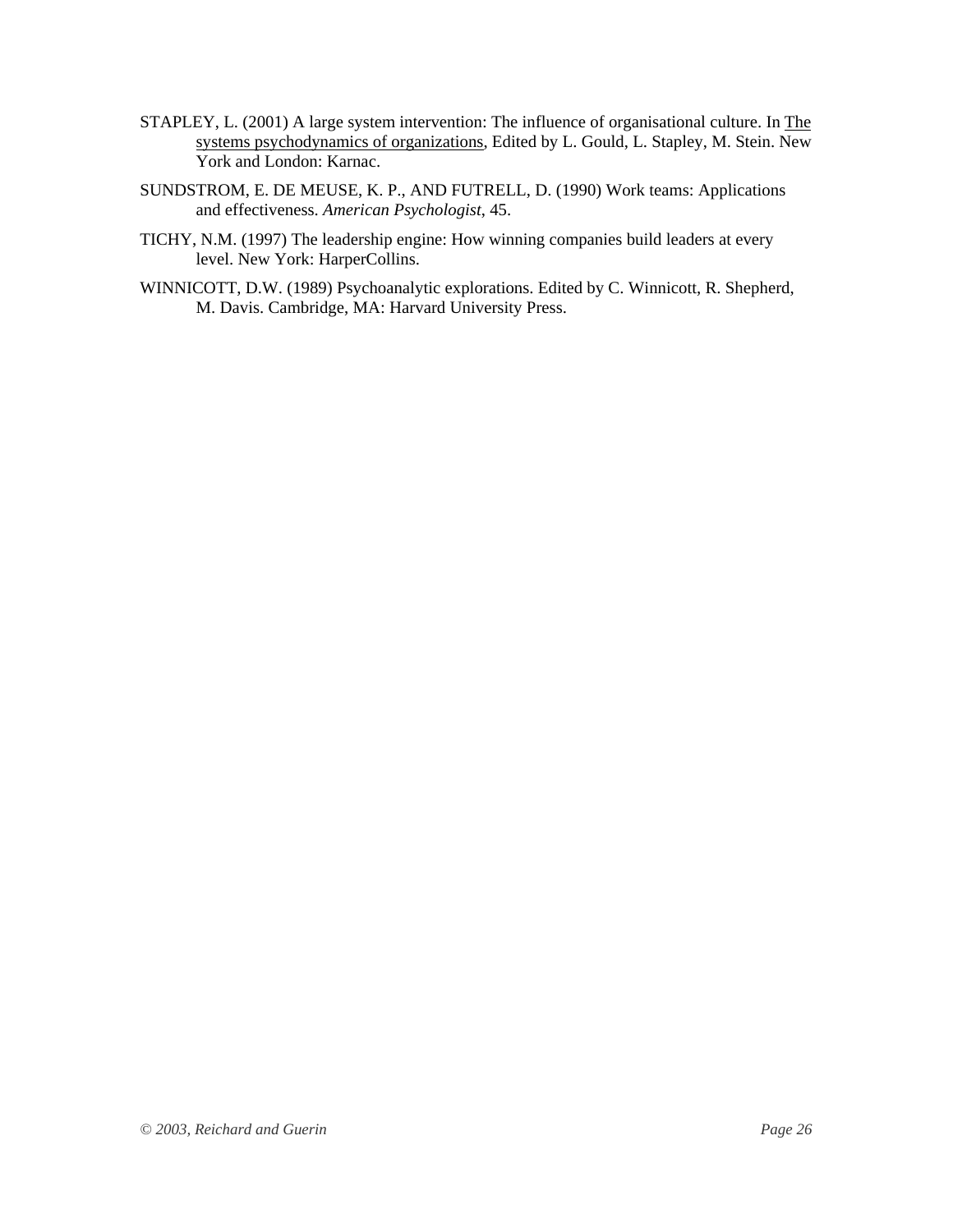STAPLEY, L. (2001) A large system intervention: The influence of organisational culture. In The systems psychodynamics of organizations, Edited by L. Gould, L. Stapley, M. Stein. New York and London: Karnac.

SUNDSTROM, E. DE MEUSE, K. P., AND FUTRELL, D. (1990) Work teams: Applications and effectiveness. *American Psychologist*, 45.

TICHY, N.M. (1997) The leadership engine: How winning companies build leaders at every level. New York: HarperCollins.

WINNICOTT, D.W. (1989) Psychoanalytic explorations. Edited by C. Winnicott, R. Shepherd, M. Davis. Cambridge, MA: Harvard University Press.